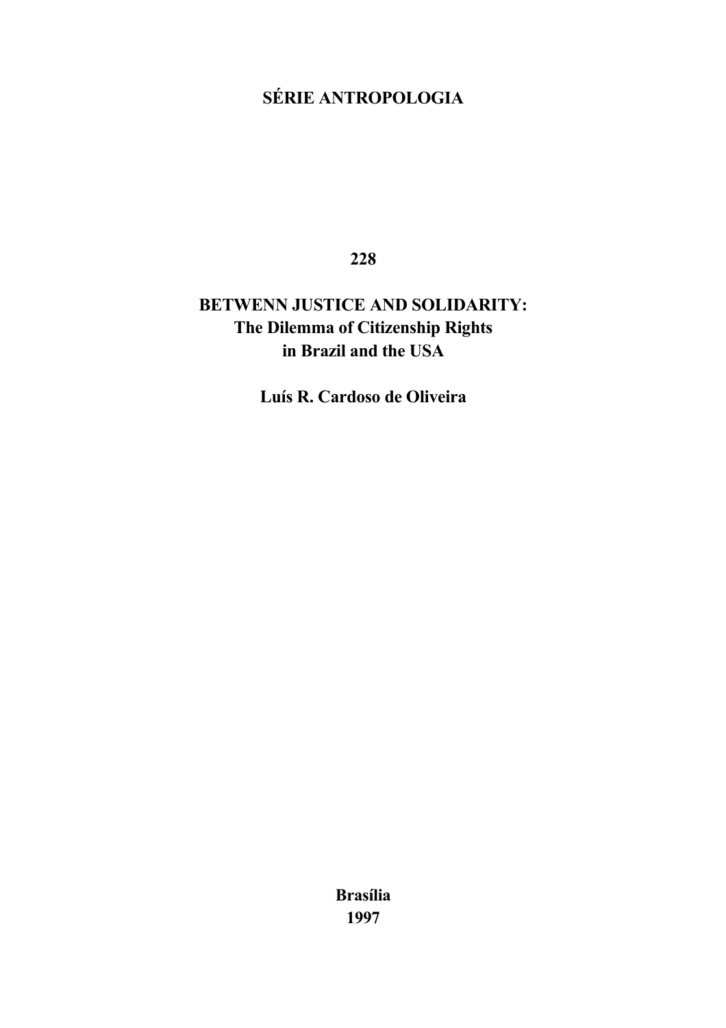**SÉRIE ANTROPOLOGIA**

**228**

# BETWENN JUSTICE AND SOLIDARITY: The Dilemma of Citizenship Rights in Brazil and the USA

**Luís R. Cardoso de Oliveira**

**Brasília**
**1997**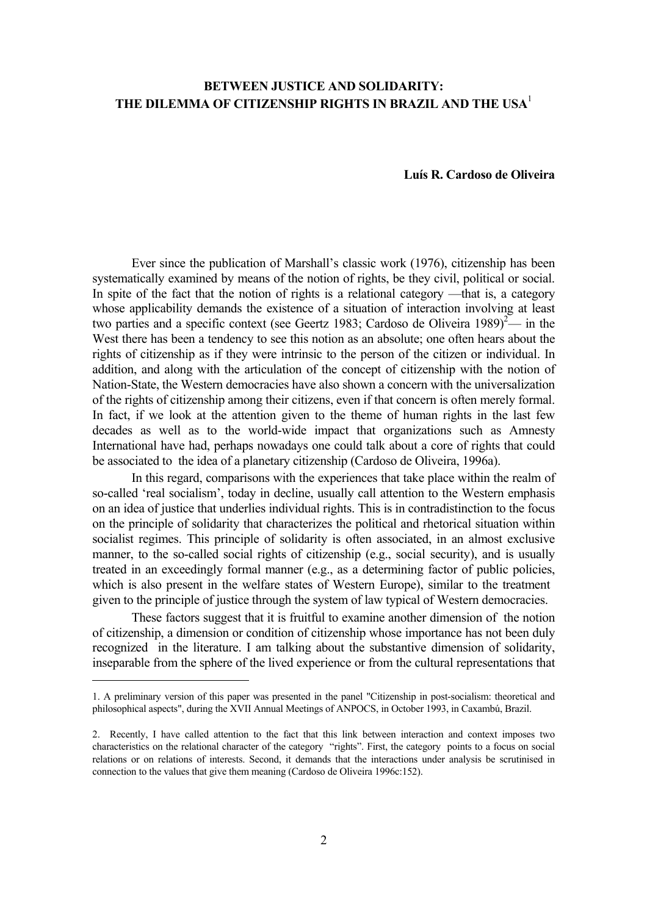# BETWEEN JUSTICE AND SOLIDARITY: THE DILEMMA OF CITIZENSHIP RIGHTS IN BRAZIL AND THE USA[1]

**Luís R. Cardoso de Oliveira**

Ever since the publication of Marshall's classic work (1976), citizenship has been systematically examined by means of the notion of rights, be they civil, political or social. In spite of the fact that the notion of rights is a relational category —that is, a category whose applicability demands the existence of a situation of interaction involving at least two parties and a specific context (see Geertz 1983; Cardoso de Oliveira 1989)[2]— in the West there has been a tendency to see this notion as an absolute; one often hears about the rights of citizenship as if they were intrinsic to the person of the citizen or individual. In addition, and along with the articulation of the concept of citizenship with the notion of Nation-State, the Western democracies have also shown a concern with the universalization of the rights of citizenship among their citizens, even if that concern is often merely formal. In fact, if we look at the attention given to the theme of human rights in the last few decades as well as to the world-wide impact that organizations such as Amnesty International have had, perhaps nowadays one could talk about a core of rights that could be associated to the idea of a planetary citizenship (Cardoso de Oliveira, 1996a).

In this regard, comparisons with the experiences that take place within the realm of so-called 'real socialism', today in decline, usually call attention to the Western emphasis on an idea of justice that underlies individual rights. This is in contradistinction to the focus on the principle of solidarity that characterizes the political and rhetorical situation within socialist regimes. This principle of solidarity is often associated, in an almost exclusive manner, to the so-called social rights of citizenship (e.g., social security), and is usually treated in an exceedingly formal manner (e.g., as a determining factor of public policies, which is also present in the welfare states of Western Europe), similar to the treatment given to the principle of justice through the system of law typical of Western democracies.

These factors suggest that it is fruitful to examine another dimension of the notion of citizenship, a dimension or condition of citizenship whose importance has not been duly recognized in the literature. I am talking about the substantive dimension of solidarity, inseparable from the sphere of the lived experience or from the cultural representations that

---

1. A preliminary version of this paper was presented in the panel "Citizenship in post-socialism: theoretical and philosophical aspects", during the XVII Annual Meetings of ANPOCS, in October 1993, in Caxambú, Brazil.

2. Recently, I have called attention to the fact that this link between interaction and context imposes two characteristics on the relational character of the category "rights". First, the category points to a focus on social relations or on relations of interests. Second, it demands that the interactions under analysis be scrutinised in connection to the values that give them meaning (Cardoso de Oliveira 1996c:152).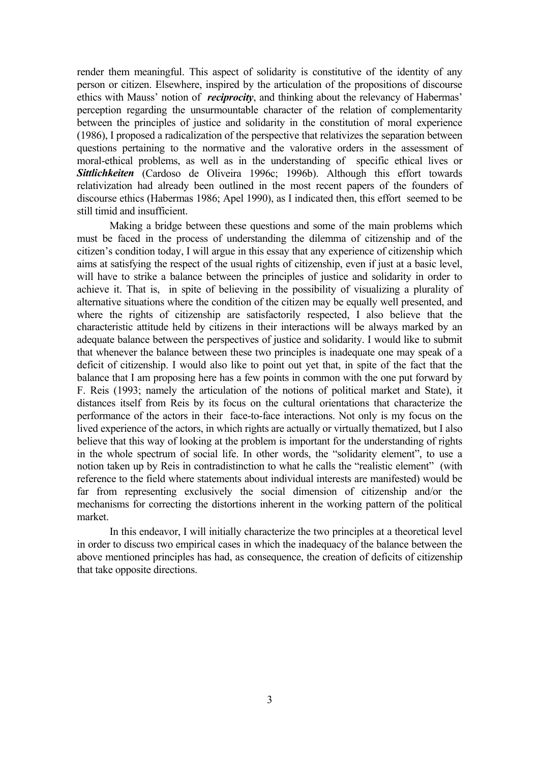render them meaningful. This aspect of solidarity is constitutive of the identity of any person or citizen. Elsewhere, inspired by the articulation of the propositions of discourse ethics with Mauss' notion of ***reciprocity***, and thinking about the relevancy of Habermas' perception regarding the unsurmountable character of the relation of complementarity between the principles of justice and solidarity in the constitution of moral experience (1986), I proposed a radicalization of the perspective that relativizes the separation between questions pertaining to the normative and the valorative orders in the assessment of moral-ethical problems, as well as in the understanding of specific ethical lives or ***Sittlichkeiten*** (Cardoso de Oliveira 1996c; 1996b). Although this effort towards relativization had already been outlined in the most recent papers of the founders of discourse ethics (Habermas 1986; Apel 1990), as I indicated then, this effort seemed to be still timid and insufficient.

Making a bridge between these questions and some of the main problems which must be faced in the process of understanding the dilemma of citizenship and of the citizen's condition today, I will argue in this essay that any experience of citizenship which aims at satisfying the respect of the usual rights of citizenship, even if just at a basic level, will have to strike a balance between the principles of justice and solidarity in order to achieve it. That is, in spite of believing in the possibility of visualizing a plurality of alternative situations where the condition of the citizen may be equally well presented, and where the rights of citizenship are satisfactorily respected, I also believe that the characteristic attitude held by citizens in their interactions will be always marked by an adequate balance between the perspectives of justice and solidarity. I would like to submit that whenever the balance between these two principles is inadequate one may speak of a deficit of citizenship. I would also like to point out yet that, in spite of the fact that the balance that I am proposing here has a few points in common with the one put forward by F. Reis (1993; namely the articulation of the notions of political market and State), it distances itself from Reis by its focus on the cultural orientations that characterize the performance of the actors in their face-to-face interactions. Not only is my focus on the lived experience of the actors, in which rights are actually or virtually thematized, but I also believe that this way of looking at the problem is important for the understanding of rights in the whole spectrum of social life. In other words, the "solidarity element", to use a notion taken up by Reis in contradistinction to what he calls the "realistic element" (with reference to the field where statements about individual interests are manifested) would be far from representing exclusively the social dimension of citizenship and/or the mechanisms for correcting the distortions inherent in the working pattern of the political market.

In this endeavor, I will initially characterize the two principles at a theoretical level in order to discuss two empirical cases in which the inadequacy of the balance between the above mentioned principles has had, as consequence, the creation of deficits of citizenship that take opposite directions.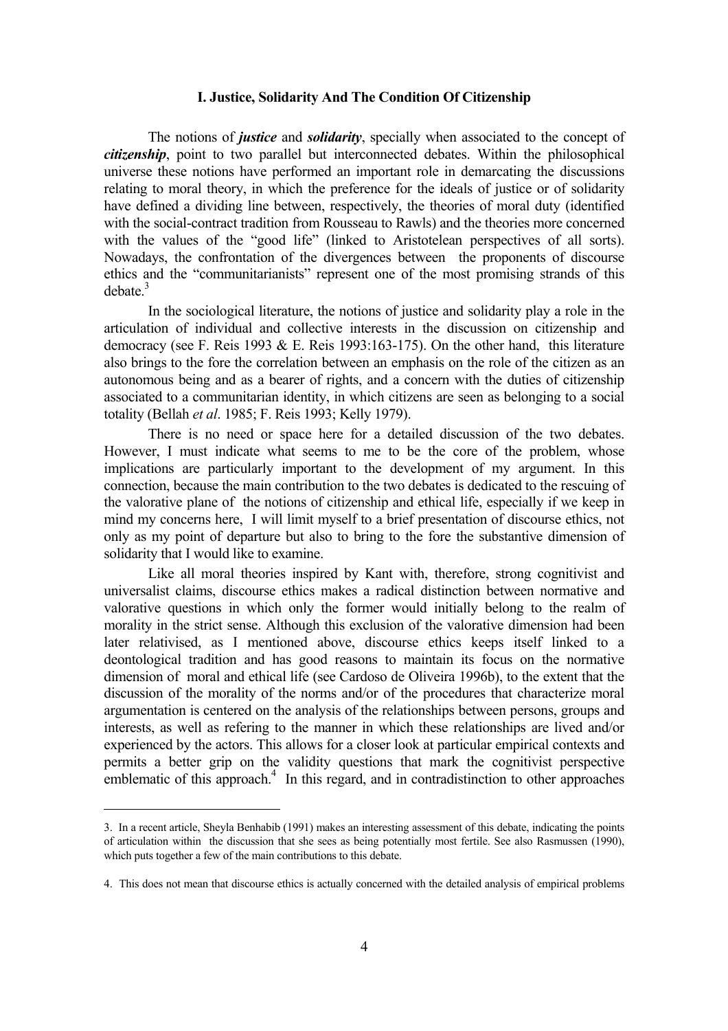## I. Justice, Solidarity And The Condition Of Citizenship

The notions of ***justice*** and ***solidarity***, specially when associated to the concept of ***citizenship***, point to two parallel but interconnected debates. Within the philosophical universe these notions have performed an important role in demarcating the discussions relating to moral theory, in which the preference for the ideals of justice or of solidarity have defined a dividing line between, respectively, the theories of moral duty (identified with the social-contract tradition from Rousseau to Rawls) and the theories more concerned with the values of the "good life" (linked to Aristotelean perspectives of all sorts). Nowadays, the confrontation of the divergences between the proponents of discourse ethics and the "communitarianists" represent one of the most promising strands of this debate.[3]

In the sociological literature, the notions of justice and solidarity play a role in the articulation of individual and collective interests in the discussion on citizenship and democracy (see F. Reis 1993 & E. Reis 1993:163-175). On the other hand, this literature also brings to the fore the correlation between an emphasis on the role of the citizen as an autonomous being and as a bearer of rights, and a concern with the duties of citizenship associated to a communitarian identity, in which citizens are seen as belonging to a social totality (Bellah *et al*. 1985; F. Reis 1993; Kelly 1979).

There is no need or space here for a detailed discussion of the two debates. However, I must indicate what seems to me to be the core of the problem, whose implications are particularly important to the development of my argument. In this connection, because the main contribution to the two debates is dedicated to the rescuing of the valorative plane of the notions of citizenship and ethical life, especially if we keep in mind my concerns here, I will limit myself to a brief presentation of discourse ethics, not only as my point of departure but also to bring to the fore the substantive dimension of solidarity that I would like to examine.

Like all moral theories inspired by Kant with, therefore, strong cognitivist and universalist claims, discourse ethics makes a radical distinction between normative and valorative questions in which only the former would initially belong to the realm of morality in the strict sense. Although this exclusion of the valorative dimension had been later relativised, as I mentioned above, discourse ethics keeps itself linked to a deontological tradition and has good reasons to maintain its focus on the normative dimension of moral and ethical life (see Cardoso de Oliveira 1996b), to the extent that the discussion of the morality of the norms and/or of the procedures that characterize moral argumentation is centered on the analysis of the relationships between persons, groups and interests, as well as refering to the manner in which these relationships are lived and/or experienced by the actors. This allows for a closer look at particular empirical contexts and permits a better grip on the validity questions that mark the cognitivist perspective emblematic of this approach.[4] In this regard, and in contradistinction to other approaches

---

3. In a recent article, Sheyla Benhabib (1991) makes an interesting assessment of this debate, indicating the points of articulation within the discussion that she sees as being potentially most fertile. See also Rasmussen (1990), which puts together a few of the main contributions to this debate.

4. This does not mean that discourse ethics is actually concerned with the detailed analysis of empirical problems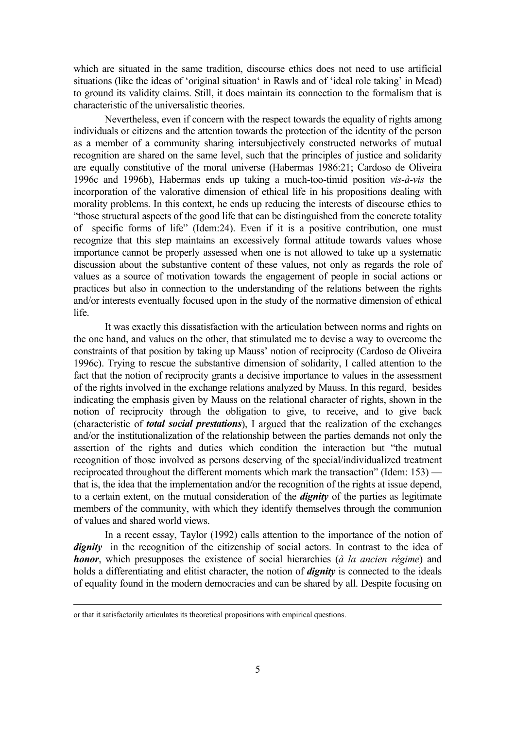which are situated in the same tradition, discourse ethics does not need to use artificial situations (like the ideas of 'original situation' in Rawls and of 'ideal role taking' in Mead) to ground its validity claims. Still, it does maintain its connection to the formalism that is characteristic of the universalistic theories.

Nevertheless, even if concern with the respect towards the equality of rights among individuals or citizens and the attention towards the protection of the identity of the person as a member of a community sharing intersubjectively constructed networks of mutual recognition are shared on the same level, such that the principles of justice and solidarity are equally constitutive of the moral universe (Habermas 1986:21; Cardoso de Oliveira 1996c and 1996b), Habermas ends up taking a much-too-timid position *vis-à-vis* the incorporation of the valorative dimension of ethical life in his propositions dealing with morality problems. In this context, he ends up reducing the interests of discourse ethics to "those structural aspects of the good life that can be distinguished from the concrete totality of specific forms of life" (Idem:24). Even if it is a positive contribution, one must recognize that this step maintains an excessively formal attitude towards values whose importance cannot be properly assessed when one is not allowed to take up a systematic discussion about the substantive content of these values, not only as regards the role of values as a source of motivation towards the engagement of people in social actions or practices but also in connection to the understanding of the relations between the rights and/or interests eventually focused upon in the study of the normative dimension of ethical life.

It was exactly this dissatisfaction with the articulation between norms and rights on the one hand, and values on the other, that stimulated me to devise a way to overcome the constraints of that position by taking up Mauss' notion of reciprocity (Cardoso de Oliveira 1996c). Trying to rescue the substantive dimension of solidarity, I called attention to the fact that the notion of reciprocity grants a decisive importance to values in the assessment of the rights involved in the exchange relations analyzed by Mauss. In this regard, besides indicating the emphasis given by Mauss on the relational character of rights, shown in the notion of reciprocity through the obligation to give, to receive, and to give back (characteristic of ***total social prestations***), I argued that the realization of the exchanges and/or the institutionalization of the relationship between the parties demands not only the assertion of the rights and duties which condition the interaction but "the mutual recognition of those involved as persons deserving of the special/individualized treatment reciprocated throughout the different moments which mark the transaction" (Idem: 153) — that is, the idea that the implementation and/or the recognition of the rights at issue depend, to a certain extent, on the mutual consideration of the ***dignity*** of the parties as legitimate members of the community, with which they identify themselves through the communion of values and shared world views.

In a recent essay, Taylor (1992) calls attention to the importance of the notion of ***dignity*** in the recognition of the citizenship of social actors. In contrast to the idea of ***honor***, which presupposes the existence of social hierarchies (*à la ancien régime*) and holds a differentiating and elitist character, the notion of ***dignity*** is connected to the ideals of equality found in the modern democracies and can be shared by all. Despite focusing on

---

or that it satisfactorily articulates its theoretical propositions with empirical questions.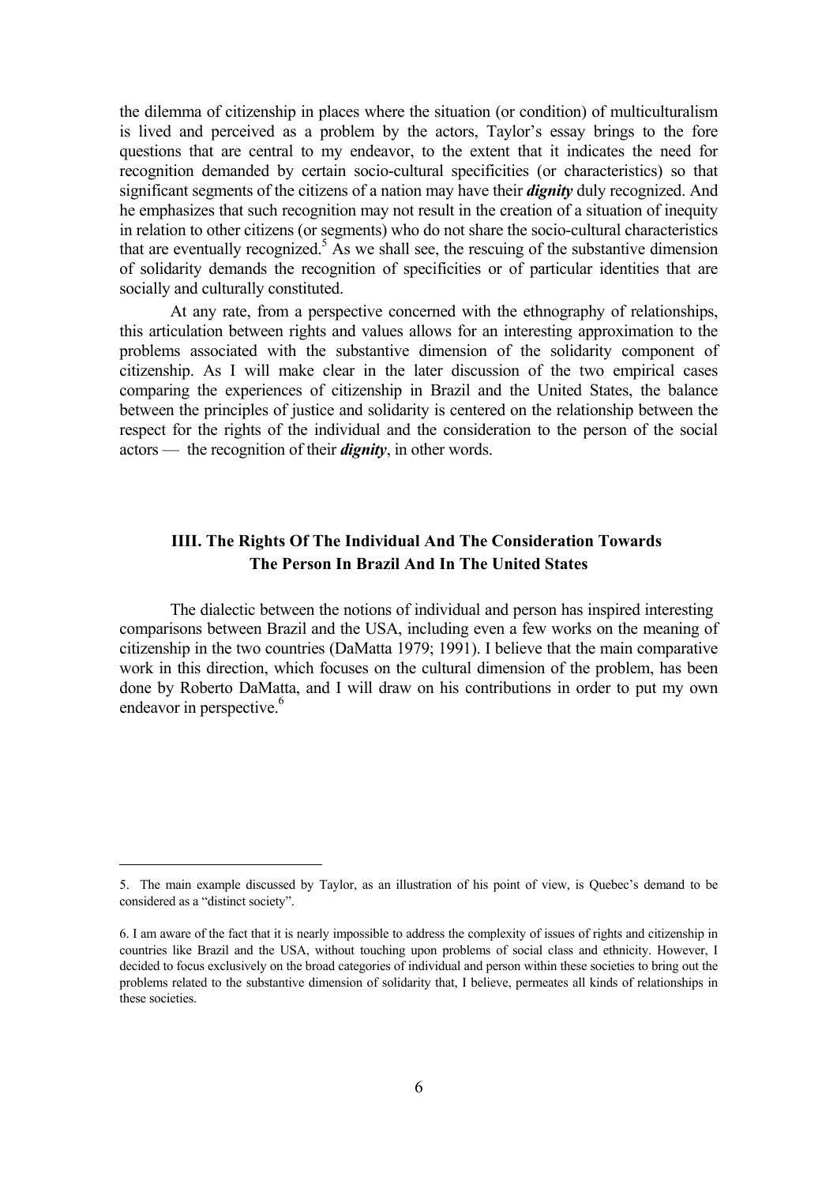the dilemma of citizenship in places where the situation (or condition) of multiculturalism is lived and perceived as a problem by the actors, Taylor's essay brings to the fore questions that are central to my endeavor, to the extent that it indicates the need for recognition demanded by certain socio-cultural specificities (or characteristics) so that significant segments of the citizens of a nation may have their ***dignity*** duly recognized. And he emphasizes that such recognition may not result in the creation of a situation of inequity in relation to other citizens (or segments) who do not share the socio-cultural characteristics that are eventually recognized.[5] As we shall see, the rescuing of the substantive dimension of solidarity demands the recognition of specificities or of particular identities that are socially and culturally constituted.

At any rate, from a perspective concerned with the ethnography of relationships, this articulation between rights and values allows for an interesting approximation to the problems associated with the substantive dimension of the solidarity component of citizenship. As I will make clear in the later discussion of the two empirical cases comparing the experiences of citizenship in Brazil and the United States, the balance between the principles of justice and solidarity is centered on the relationship between the respect for the rights of the individual and the consideration to the person of the social actors — the recognition of their ***dignity***, in other words.

## IIII. The Rights Of The Individual And The Consideration Towards The Person In Brazil And In The United States

The dialectic between the notions of individual and person has inspired interesting comparisons between Brazil and the USA, including even a few works on the meaning of citizenship in the two countries (DaMatta 1979; 1991). I believe that the main comparative work in this direction, which focuses on the cultural dimension of the problem, has been done by Roberto DaMatta, and I will draw on his contributions in order to put my own endeavor in perspective.[6]

---

5. The main example discussed by Taylor, as an illustration of his point of view, is Quebec's demand to be considered as a "distinct society".

6. I am aware of the fact that it is nearly impossible to address the complexity of issues of rights and citizenship in countries like Brazil and the USA, without touching upon problems of social class and ethnicity. However, I decided to focus exclusively on the broad categories of individual and person within these societies to bring out the problems related to the substantive dimension of solidarity that, I believe, permeates all kinds of relationships in these societies.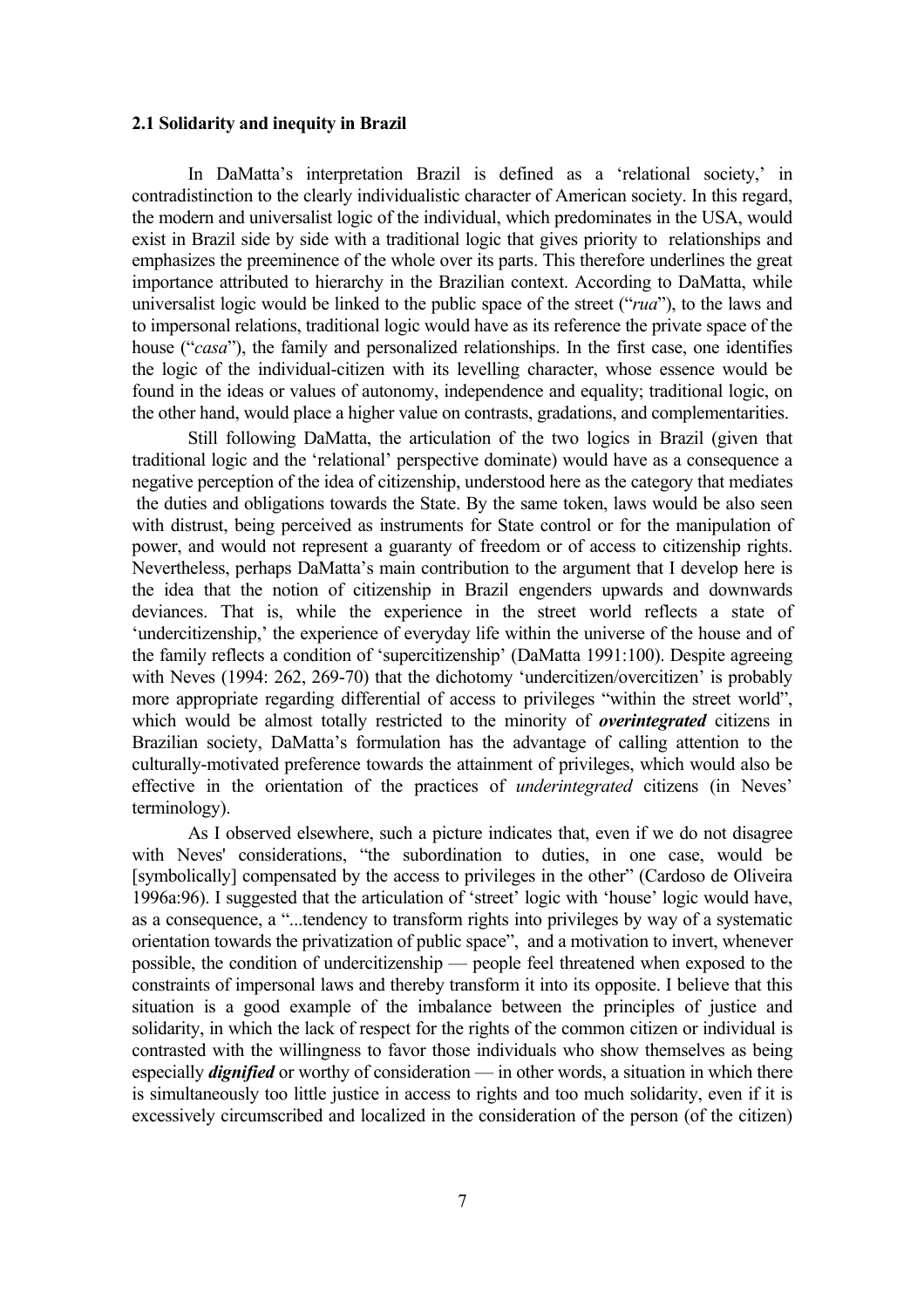### 2.1 Solidarity and inequity in Brazil

In DaMatta's interpretation Brazil is defined as a 'relational society,' in contradistinction to the clearly individualistic character of American society. In this regard, the modern and universalist logic of the individual, which predominates in the USA, would exist in Brazil side by side with a traditional logic that gives priority to relationships and emphasizes the preeminence of the whole over its parts. This therefore underlines the great importance attributed to hierarchy in the Brazilian context. According to DaMatta, while universalist logic would be linked to the public space of the street ("*rua*"), to the laws and to impersonal relations, traditional logic would have as its reference the private space of the house ("*casa*"), the family and personalized relationships. In the first case, one identifies the logic of the individual-citizen with its levelling character, whose essence would be found in the ideas or values of autonomy, independence and equality; traditional logic, on the other hand, would place a higher value on contrasts, gradations, and complementarities.

Still following DaMatta, the articulation of the two logics in Brazil (given that traditional logic and the 'relational' perspective dominate) would have as a consequence a negative perception of the idea of citizenship, understood here as the category that mediates the duties and obligations towards the State. By the same token, laws would be also seen with distrust, being perceived as instruments for State control or for the manipulation of power, and would not represent a guaranty of freedom or of access to citizenship rights. Nevertheless, perhaps DaMatta's main contribution to the argument that I develop here is the idea that the notion of citizenship in Brazil engenders upwards and downwards deviances. That is, while the experience in the street world reflects a state of 'undercitizenship,' the experience of everyday life within the universe of the house and of the family reflects a condition of 'supercitizenship' (DaMatta 1991:100). Despite agreeing with Neves (1994: 262, 269-70) that the dichotomy 'undercitizen/overcitizen' is probably more appropriate regarding differential of access to privileges "within the street world", which would be almost totally restricted to the minority of ***overintegrated*** citizens in Brazilian society, DaMatta's formulation has the advantage of calling attention to the culturally-motivated preference towards the attainment of privileges, which would also be effective in the orientation of the practices of *underintegrated* citizens (in Neves' terminology).

As I observed elsewhere, such a picture indicates that, even if we do not disagree with Neves' considerations, "the subordination to duties, in one case, would be [symbolically] compensated by the access to privileges in the other" (Cardoso de Oliveira 1996a:96). I suggested that the articulation of 'street' logic with 'house' logic would have, as a consequence, a "...tendency to transform rights into privileges by way of a systematic orientation towards the privatization of public space", and a motivation to invert, whenever possible, the condition of undercitizenship — people feel threatened when exposed to the constraints of impersonal laws and thereby transform it into its opposite. I believe that this situation is a good example of the imbalance between the principles of justice and solidarity, in which the lack of respect for the rights of the common citizen or individual is contrasted with the willingness to favor those individuals who show themselves as being especially ***dignified*** or worthy of consideration — in other words, a situation in which there is simultaneously too little justice in access to rights and too much solidarity, even if it is excessively circumscribed and localized in the consideration of the person (of the citizen)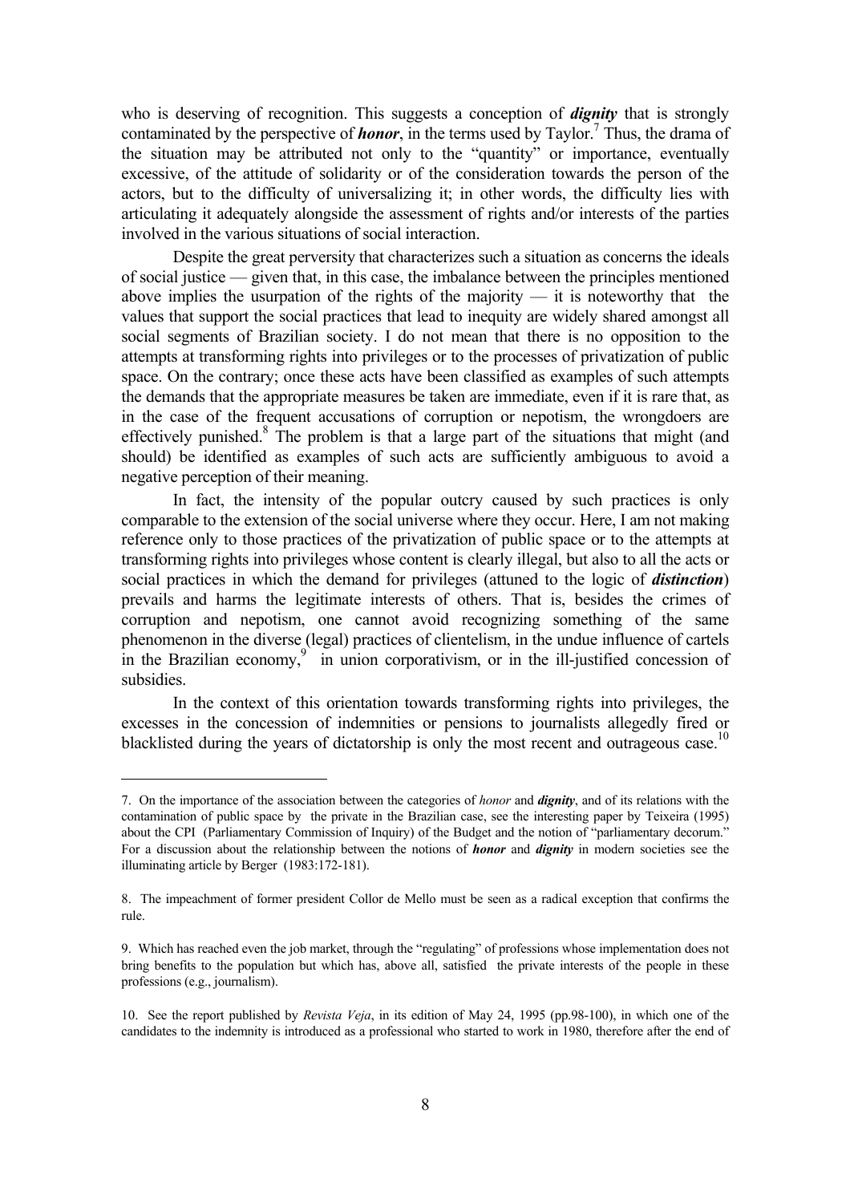who is deserving of recognition. This suggests a conception of ***dignity*** that is strongly contaminated by the perspective of ***honor***, in the terms used by Taylor.[7] Thus, the drama of the situation may be attributed not only to the "quantity" or importance, eventually excessive, of the attitude of solidarity or of the consideration towards the person of the actors, but to the difficulty of universalizing it; in other words, the difficulty lies with articulating it adequately alongside the assessment of rights and/or interests of the parties involved in the various situations of social interaction.

Despite the great perversity that characterizes such a situation as concerns the ideals of social justice — given that, in this case, the imbalance between the principles mentioned above implies the usurpation of the rights of the majority — it is noteworthy that the values that support the social practices that lead to inequity are widely shared amongst all social segments of Brazilian society. I do not mean that there is no opposition to the attempts at transforming rights into privileges or to the processes of privatization of public space. On the contrary; once these acts have been classified as examples of such attempts the demands that the appropriate measures be taken are immediate, even if it is rare that, as in the case of the frequent accusations of corruption or nepotism, the wrongdoers are effectively punished.[8] The problem is that a large part of the situations that might (and should) be identified as examples of such acts are sufficiently ambiguous to avoid a negative perception of their meaning.

In fact, the intensity of the popular outcry caused by such practices is only comparable to the extension of the social universe where they occur. Here, I am not making reference only to those practices of the privatization of public space or to the attempts at transforming rights into privileges whose content is clearly illegal, but also to all the acts or social practices in which the demand for privileges (attuned to the logic of ***distinction***) prevails and harms the legitimate interests of others. That is, besides the crimes of corruption and nepotism, one cannot avoid recognizing something of the same phenomenon in the diverse (legal) practices of clientelism, in the undue influence of cartels in the Brazilian economy,[9] in union corporativism, or in the ill-justified concession of subsidies.

In the context of this orientation towards transforming rights into privileges, the excesses in the concession of indemnities or pensions to journalists allegedly fired or blacklisted during the years of dictatorship is only the most recent and outrageous case.[10]

---

7. On the importance of the association between the categories of *honor* and ***dignity***, and of its relations with the contamination of public space by the private in the Brazilian case, see the interesting paper by Teixeira (1995) about the CPI (Parliamentary Commission of Inquiry) of the Budget and the notion of "parliamentary decorum." For a discussion about the relationship between the notions of ***honor*** and ***dignity*** in modern societies see the illuminating article by Berger (1983:172-181).

8. The impeachment of former president Collor de Mello must be seen as a radical exception that confirms the rule.

9. Which has reached even the job market, through the "regulating" of professions whose implementation does not bring benefits to the population but which has, above all, satisfied the private interests of the people in these professions (e.g., journalism).

10. See the report published by *Revista Veja*, in its edition of May 24, 1995 (pp.98-100), in which one of the candidates to the indemnity is introduced as a professional who started to work in 1980, therefore after the end of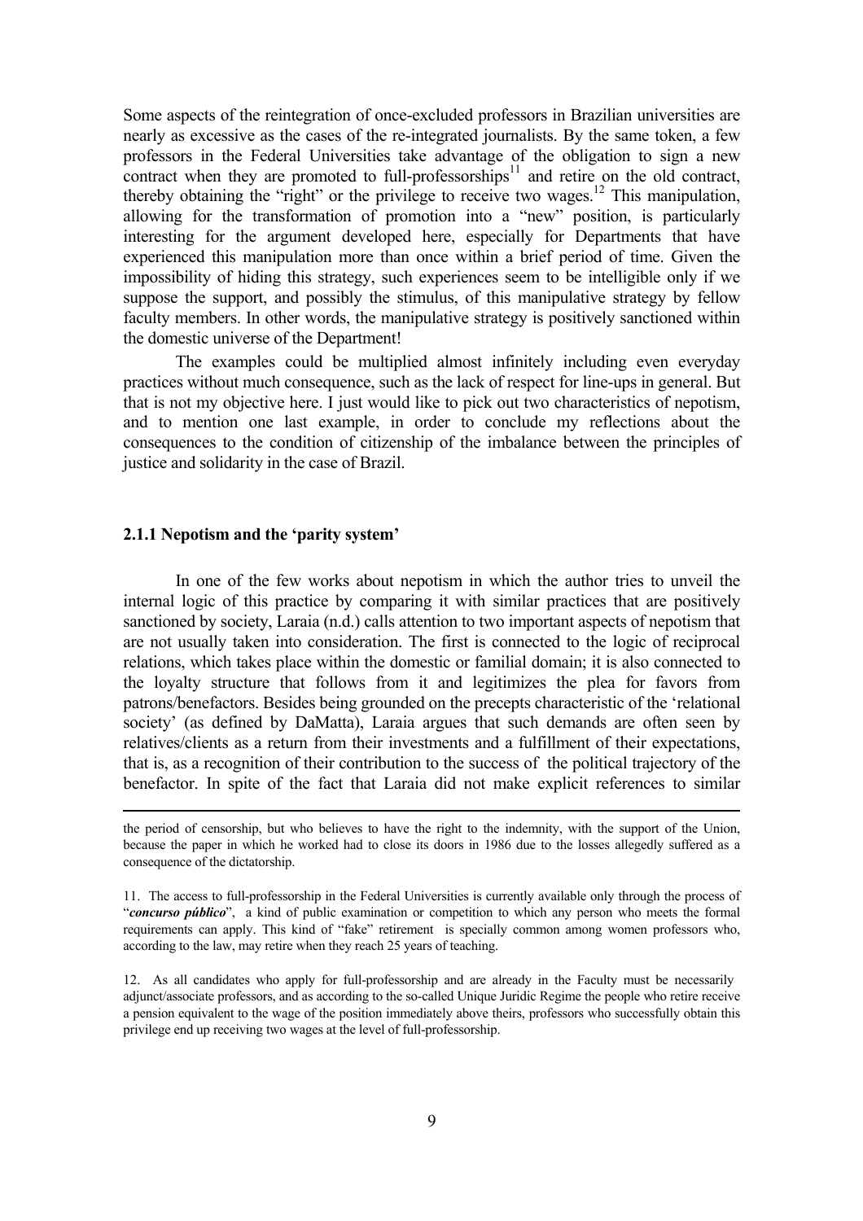Some aspects of the reintegration of once-excluded professors in Brazilian universities are nearly as excessive as the cases of the re-integrated journalists. By the same token, a few professors in the Federal Universities take advantage of the obligation to sign a new contract when they are promoted to full-professorships[11] and retire on the old contract, thereby obtaining the "right" or the privilege to receive two wages.[12] This manipulation, allowing for the transformation of promotion into a "new" position, is particularly interesting for the argument developed here, especially for Departments that have experienced this manipulation more than once within a brief period of time. Given the impossibility of hiding this strategy, such experiences seem to be intelligible only if we suppose the support, and possibly the stimulus, of this manipulative strategy by fellow faculty members. In other words, the manipulative strategy is positively sanctioned within the domestic universe of the Department!

The examples could be multiplied almost infinitely including even everyday practices without much consequence, such as the lack of respect for line-ups in general. But that is not my objective here. I just would like to pick out two characteristics of nepotism, and to mention one last example, in order to conclude my reflections about the consequences to the condition of citizenship of the imbalance between the principles of justice and solidarity in the case of Brazil.

### 2.1.1 Nepotism and the 'parity system'

In one of the few works about nepotism in which the author tries to unveil the internal logic of this practice by comparing it with similar practices that are positively sanctioned by society, Laraia (n.d.) calls attention to two important aspects of nepotism that are not usually taken into consideration. The first is connected to the logic of reciprocal relations, which takes place within the domestic or familial domain; it is also connected to the loyalty structure that follows from it and legitimizes the plea for favors from patrons/benefactors. Besides being grounded on the precepts characteristic of the 'relational society' (as defined by DaMatta), Laraia argues that such demands are often seen by relatives/clients as a return from their investments and a fulfillment of their expectations, that is, as a recognition of their contribution to the success of the political trajectory of the benefactor. In spite of the fact that Laraia did not make explicit references to similar

---

the period of censorship, but who believes to have the right to the indemnity, with the support of the Union, because the paper in which he worked had to close its doors in 1986 due to the losses allegedly suffered as a consequence of the dictatorship.

11. The access to full-professorship in the Federal Universities is currently available only through the process of "***concurso público***", a kind of public examination or competition to which any person who meets the formal requirements can apply. This kind of "fake" retirement is specially common among women professors who, according to the law, may retire when they reach 25 years of teaching.

12. As all candidates who apply for full-professorship and are already in the Faculty must be necessarily adjunct/associate professors, and as according to the so-called Unique Juridic Regime the people who retire receive a pension equivalent to the wage of the position immediately above theirs, professors who successfully obtain this privilege end up receiving two wages at the level of full-professorship.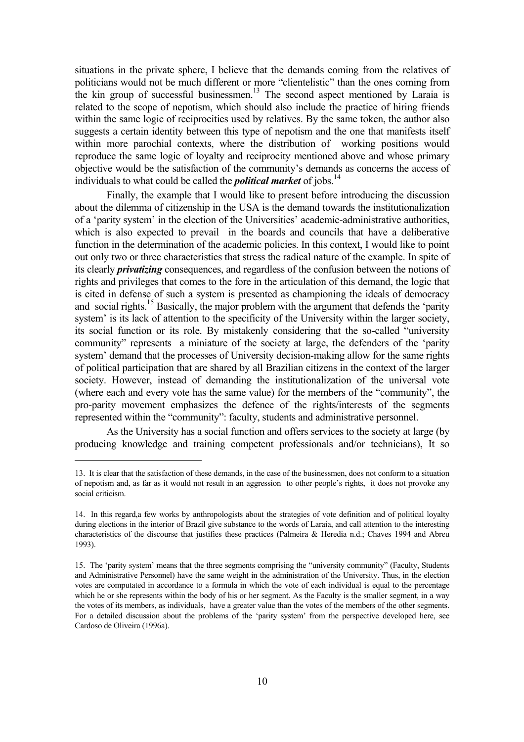situations in the private sphere, I believe that the demands coming from the relatives of politicians would not be much different or more "clientelistic" than the ones coming from the kin group of successful businessmen.[13] The second aspect mentioned by Laraia is related to the scope of nepotism, which should also include the practice of hiring friends within the same logic of reciprocities used by relatives. By the same token, the author also suggests a certain identity between this type of nepotism and the one that manifests itself within more parochial contexts, where the distribution of working positions would reproduce the same logic of loyalty and reciprocity mentioned above and whose primary objective would be the satisfaction of the community's demands as concerns the access of individuals to what could be called the ***political market*** of jobs.[14]

Finally, the example that I would like to present before introducing the discussion about the dilemma of citizenship in the USA is the demand towards the institutionalization of a 'parity system' in the election of the Universities' academic-administrative authorities, which is also expected to prevail in the boards and councils that have a deliberative function in the determination of the academic policies. In this context, I would like to point out only two or three characteristics that stress the radical nature of the example. In spite of its clearly ***privatizing*** consequences, and regardless of the confusion between the notions of rights and privileges that comes to the fore in the articulation of this demand, the logic that is cited in defense of such a system is presented as championing the ideals of democracy and social rights.[15] Basically, the major problem with the argument that defends the 'parity system' is its lack of attention to the specificity of the University within the larger society, its social function or its role. By mistakenly considering that the so-called "university community" represents a miniature of the society at large, the defenders of the 'parity system' demand that the processes of University decision-making allow for the same rights of political participation that are shared by all Brazilian citizens in the context of the larger society. However, instead of demanding the institutionalization of the universal vote (where each and every vote has the same value) for the members of the "community", the pro-parity movement emphasizes the defence of the rights/interests of the segments represented within the "community": faculty, students and administrative personnel.

As the University has a social function and offers services to the society at large (by producing knowledge and training competent professionals and/or technicians), It so

---

13. It is clear that the satisfaction of these demands, in the case of the businessmen, does not conform to a situation of nepotism and, as far as it would not result in an aggression to other people's rights, it does not provoke any social criticism.

14. In this regard,a few works by anthropologists about the strategies of vote definition and of political loyalty during elections in the interior of Brazil give substance to the words of Laraia, and call attention to the interesting characteristics of the discourse that justifies these practices (Palmeira & Heredia n.d.; Chaves 1994 and Abreu 1993).

15. The 'parity system' means that the three segments comprising the "university community" (Faculty, Students and Administrative Personnel) have the same weight in the administration of the University. Thus, in the election votes are computated in accordance to a formula in which the vote of each individual is equal to the percentage which he or she represents within the body of his or her segment. As the Faculty is the smaller segment, in a way the votes of its members, as individuals, have a greater value than the votes of the members of the other segments. For a detailed discussion about the problems of the 'parity system' from the perspective developed here, see Cardoso de Oliveira (1996a).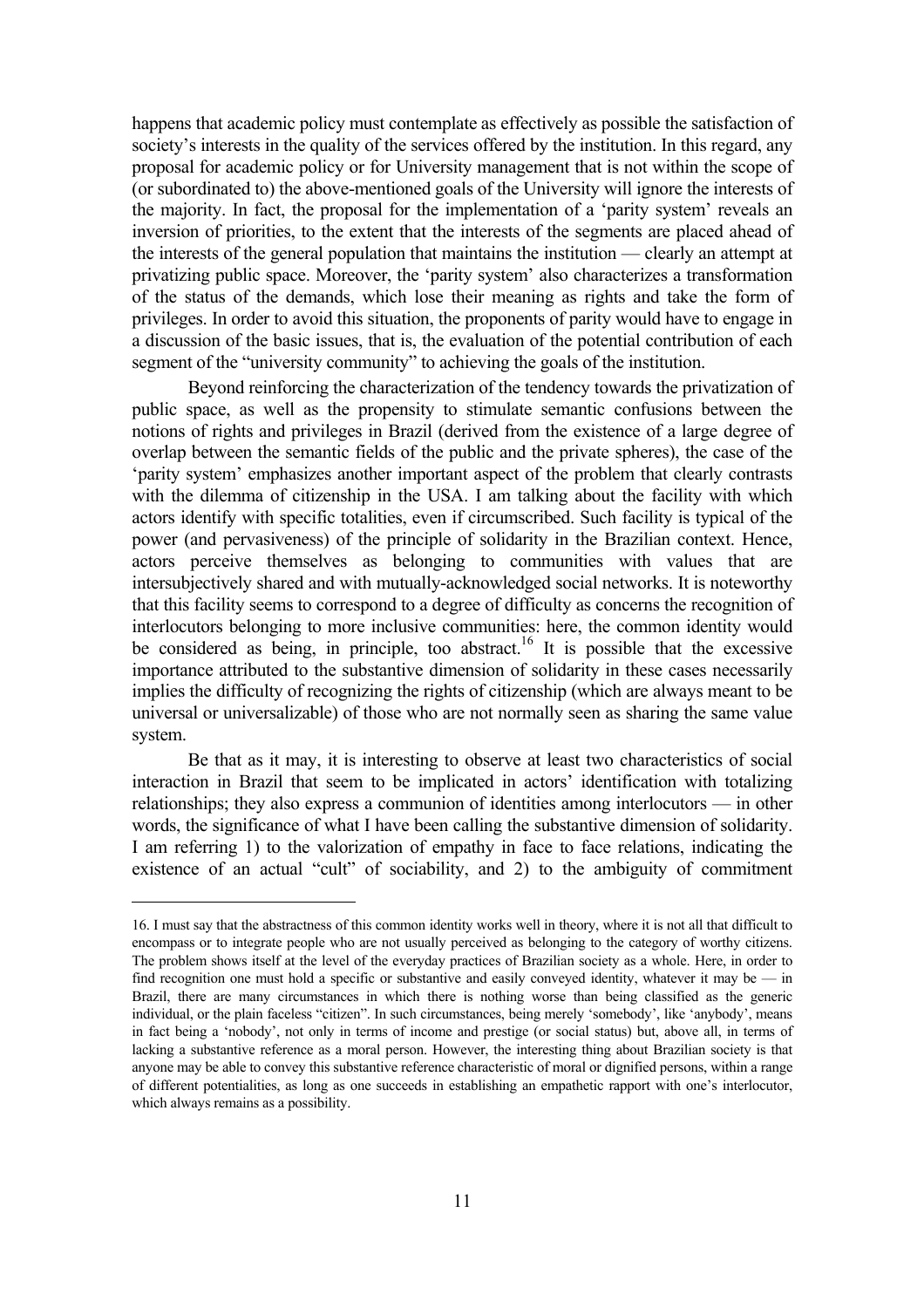happens that academic policy must contemplate as effectively as possible the satisfaction of society's interests in the quality of the services offered by the institution. In this regard, any proposal for academic policy or for University management that is not within the scope of (or subordinated to) the above-mentioned goals of the University will ignore the interests of the majority. In fact, the proposal for the implementation of a 'parity system' reveals an inversion of priorities, to the extent that the interests of the segments are placed ahead of the interests of the general population that maintains the institution — clearly an attempt at privatizing public space. Moreover, the 'parity system' also characterizes a transformation of the status of the demands, which lose their meaning as rights and take the form of privileges. In order to avoid this situation, the proponents of parity would have to engage in a discussion of the basic issues, that is, the evaluation of the potential contribution of each segment of the "university community" to achieving the goals of the institution.

Beyond reinforcing the characterization of the tendency towards the privatization of public space, as well as the propensity to stimulate semantic confusions between the notions of rights and privileges in Brazil (derived from the existence of a large degree of overlap between the semantic fields of the public and the private spheres), the case of the 'parity system' emphasizes another important aspect of the problem that clearly contrasts with the dilemma of citizenship in the USA. I am talking about the facility with which actors identify with specific totalities, even if circumscribed. Such facility is typical of the power (and pervasiveness) of the principle of solidarity in the Brazilian context. Hence, actors perceive themselves as belonging to communities with values that are intersubjectively shared and with mutually-acknowledged social networks. It is noteworthy that this facility seems to correspond to a degree of difficulty as concerns the recognition of interlocutors belonging to more inclusive communities: here, the common identity would be considered as being, in principle, too abstract.[16] It is possible that the excessive importance attributed to the substantive dimension of solidarity in these cases necessarily implies the difficulty of recognizing the rights of citizenship (which are always meant to be universal or universalizable) of those who are not normally seen as sharing the same value system.

Be that as it may, it is interesting to observe at least two characteristics of social interaction in Brazil that seem to be implicated in actors' identification with totalizing relationships; they also express a communion of identities among interlocutors — in other words, the significance of what I have been calling the substantive dimension of solidarity. I am referring 1) to the valorization of empathy in face to face relations, indicating the existence of an actual "cult" of sociability, and 2) to the ambiguity of commitment

---

16. I must say that the abstractness of this common identity works well in theory, where it is not all that difficult to encompass or to integrate people who are not usually perceived as belonging to the category of worthy citizens. The problem shows itself at the level of the everyday practices of Brazilian society as a whole. Here, in order to find recognition one must hold a specific or substantive and easily conveyed identity, whatever it may be — in Brazil, there are many circumstances in which there is nothing worse than being classified as the generic individual, or the plain faceless "citizen". In such circumstances, being merely 'somebody', like 'anybody', means in fact being a 'nobody', not only in terms of income and prestige (or social status) but, above all, in terms of lacking a substantive reference as a moral person. However, the interesting thing about Brazilian society is that anyone may be able to convey this substantive reference characteristic of moral or dignified persons, within a range of different potentialities, as long as one succeeds in establishing an empathetic rapport with one's interlocutor, which always remains as a possibility.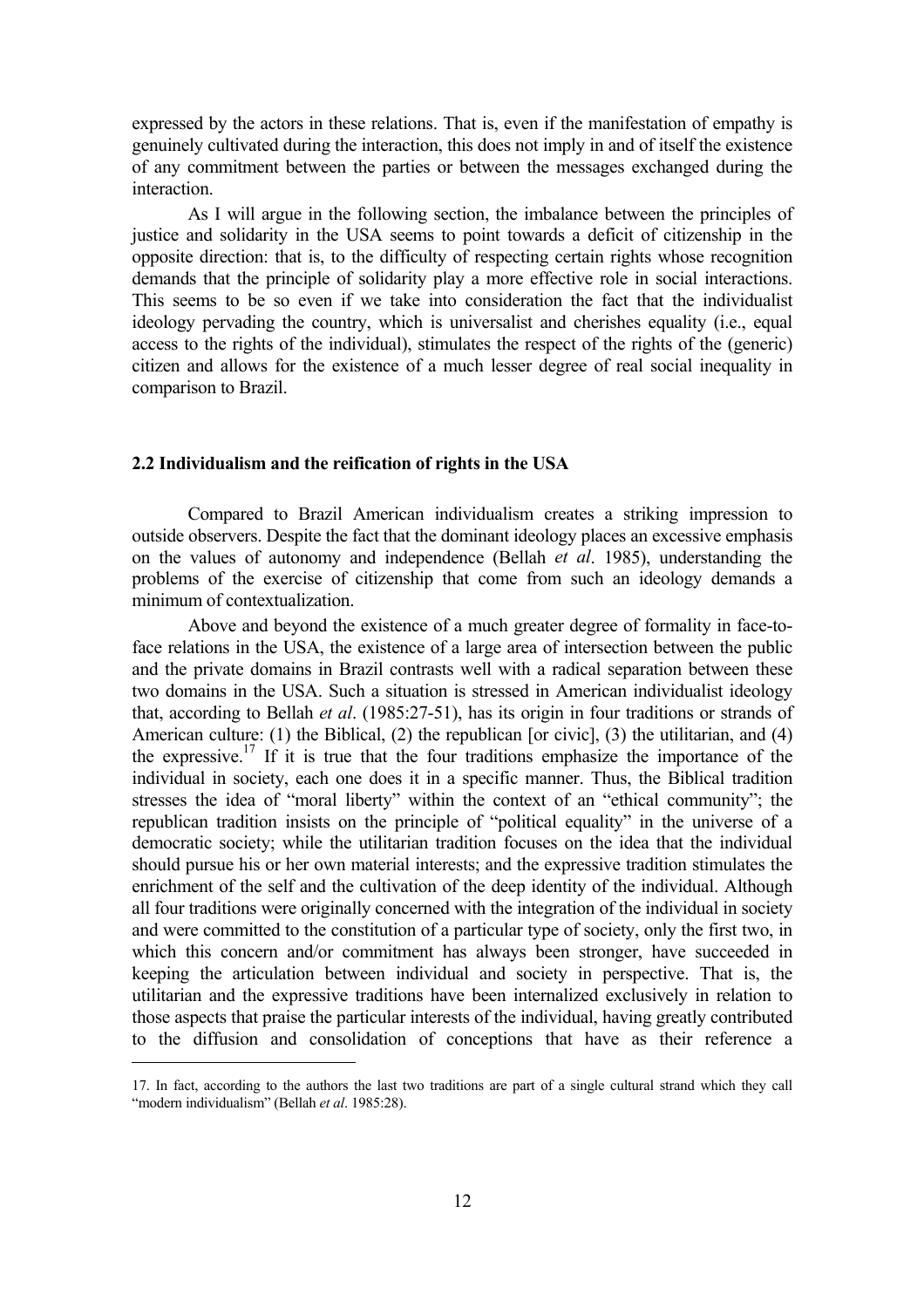expressed by the actors in these relations. That is, even if the manifestation of empathy is genuinely cultivated during the interaction, this does not imply in and of itself the existence of any commitment between the parties or between the messages exchanged during the interaction.

As I will argue in the following section, the imbalance between the principles of justice and solidarity in the USA seems to point towards a deficit of citizenship in the opposite direction: that is, to the difficulty of respecting certain rights whose recognition demands that the principle of solidarity play a more effective role in social interactions. This seems to be so even if we take into consideration the fact that the individualist ideology pervading the country, which is universalist and cherishes equality (i.e., equal access to the rights of the individual), stimulates the respect of the rights of the (generic) citizen and allows for the existence of a much lesser degree of real social inequality in comparison to Brazil.

## 2.2 Individualism and the reification of rights in the USA

Compared to Brazil American individualism creates a striking impression to outside observers. Despite the fact that the dominant ideology places an excessive emphasis on the values of autonomy and independence (Bellah *et al*. 1985), understanding the problems of the exercise of citizenship that come from such an ideology demands a minimum of contextualization.

Above and beyond the existence of a much greater degree of formality in face-to-face relations in the USA, the existence of a large area of intersection between the public and the private domains in Brazil contrasts well with a radical separation between these two domains in the USA. Such a situation is stressed in American individualist ideology that, according to Bellah *et al*. (1985:27-51), has its origin in four traditions or strands of American culture: (1) the Biblical, (2) the republican [or civic], (3) the utilitarian, and (4) the expressive.[17] If it is true that the four traditions emphasize the importance of the individual in society, each one does it in a specific manner. Thus, the Biblical tradition stresses the idea of "moral liberty" within the context of an "ethical community"; the republican tradition insists on the principle of "political equality" in the universe of a democratic society; while the utilitarian tradition focuses on the idea that the individual should pursue his or her own material interests; and the expressive tradition stimulates the enrichment of the self and the cultivation of the deep identity of the individual. Although all four traditions were originally concerned with the integration of the individual in society and were committed to the constitution of a particular type of society, only the first two, in which this concern and/or commitment has always been stronger, have succeeded in keeping the articulation between individual and society in perspective. That is, the utilitarian and the expressive traditions have been internalized exclusively in relation to those aspects that praise the particular interests of the individual, having greatly contributed to the diffusion and consolidation of conceptions that have as their reference a

---

17. In fact, according to the authors the last two traditions are part of a single cultural strand which they call "modern individualism" (Bellah *et al*. 1985:28).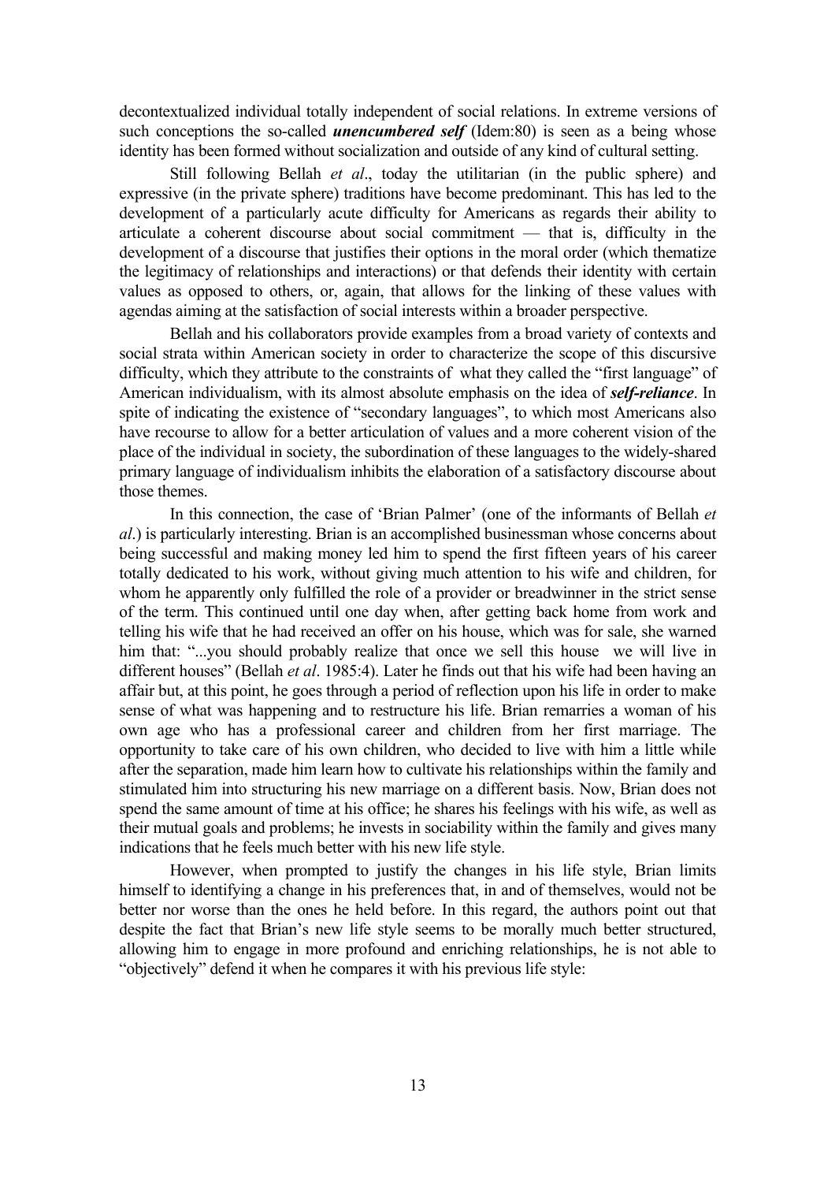decontextualized individual totally independent of social relations. In extreme versions of such conceptions the so-called ***unencumbered self*** (Idem:80) is seen as a being whose identity has been formed without socialization and outside of any kind of cultural setting.

Still following Bellah *et al*., today the utilitarian (in the public sphere) and expressive (in the private sphere) traditions have become predominant. This has led to the development of a particularly acute difficulty for Americans as regards their ability to articulate a coherent discourse about social commitment — that is, difficulty in the development of a discourse that justifies their options in the moral order (which thematize the legitimacy of relationships and interactions) or that defends their identity with certain values as opposed to others, or, again, that allows for the linking of these values with agendas aiming at the satisfaction of social interests within a broader perspective.

Bellah and his collaborators provide examples from a broad variety of contexts and social strata within American society in order to characterize the scope of this discursive difficulty, which they attribute to the constraints of what they called the "first language" of American individualism, with its almost absolute emphasis on the idea of ***self-reliance***. In spite of indicating the existence of "secondary languages", to which most Americans also have recourse to allow for a better articulation of values and a more coherent vision of the place of the individual in society, the subordination of these languages to the widely-shared primary language of individualism inhibits the elaboration of a satisfactory discourse about those themes.

In this connection, the case of 'Brian Palmer' (one of the informants of Bellah *et al*.) is particularly interesting. Brian is an accomplished businessman whose concerns about being successful and making money led him to spend the first fifteen years of his career totally dedicated to his work, without giving much attention to his wife and children, for whom he apparently only fulfilled the role of a provider or breadwinner in the strict sense of the term. This continued until one day when, after getting back home from work and telling his wife that he had received an offer on his house, which was for sale, she warned him that: "...you should probably realize that once we sell this house we will live in different houses" (Bellah *et al*. 1985:4). Later he finds out that his wife had been having an affair but, at this point, he goes through a period of reflection upon his life in order to make sense of what was happening and to restructure his life. Brian remarries a woman of his own age who has a professional career and children from her first marriage. The opportunity to take care of his own children, who decided to live with him a little while after the separation, made him learn how to cultivate his relationships within the family and stimulated him into structuring his new marriage on a different basis. Now, Brian does not spend the same amount of time at his office; he shares his feelings with his wife, as well as their mutual goals and problems; he invests in sociability within the family and gives many indications that he feels much better with his new life style.

However, when prompted to justify the changes in his life style, Brian limits himself to identifying a change in his preferences that, in and of themselves, would not be better nor worse than the ones he held before. In this regard, the authors point out that despite the fact that Brian's new life style seems to be morally much better structured, allowing him to engage in more profound and enriching relationships, he is not able to "objectively" defend it when he compares it with his previous life style: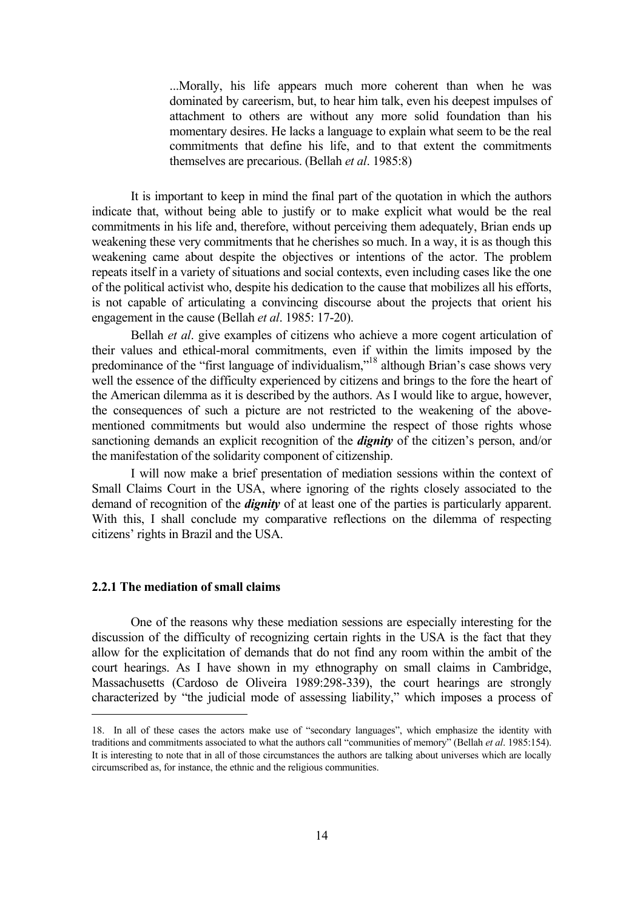> ...Morally, his life appears much more coherent than when he was dominated by careerism, but, to hear him talk, even his deepest impulses of attachment to others are without any more solid foundation than his momentary desires. He lacks a language to explain what seem to be the real commitments that define his life, and to that extent the commitments themselves are precarious. (Bellah *et al*. 1985:8)

It is important to keep in mind the final part of the quotation in which the authors indicate that, without being able to justify or to make explicit what would be the real commitments in his life and, therefore, without perceiving them adequately, Brian ends up weakening these very commitments that he cherishes so much. In a way, it is as though this weakening came about despite the objectives or intentions of the actor. The problem repeats itself in a variety of situations and social contexts, even including cases like the one of the political activist who, despite his dedication to the cause that mobilizes all his efforts, is not capable of articulating a convincing discourse about the projects that orient his engagement in the cause (Bellah *et al*. 1985: 17-20).

Bellah *et al*. give examples of citizens who achieve a more cogent articulation of their values and ethical-moral commitments, even if within the limits imposed by the predominance of the "first language of individualism,"[18] although Brian's case shows very well the essence of the difficulty experienced by citizens and brings to the fore the heart of the American dilemma as it is described by the authors. As I would like to argue, however, the consequences of such a picture are not restricted to the weakening of the above-mentioned commitments but would also undermine the respect of those rights whose sanctioning demands an explicit recognition of the ***dignity*** of the citizen's person, and/or the manifestation of the solidarity component of citizenship.

I will now make a brief presentation of mediation sessions within the context of Small Claims Court in the USA, where ignoring of the rights closely associated to the demand of recognition of the ***dignity*** of at least one of the parties is particularly apparent. With this, I shall conclude my comparative reflections on the dilemma of respecting citizens' rights in Brazil and the USA.

### 2.2.1 The mediation of small claims

One of the reasons why these mediation sessions are especially interesting for the discussion of the difficulty of recognizing certain rights in the USA is the fact that they allow for the explicitation of demands that do not find any room within the ambit of the court hearings. As I have shown in my ethnography on small claims in Cambridge, Massachusetts (Cardoso de Oliveira 1989:298-339), the court hearings are strongly characterized by "the judicial mode of assessing liability," which imposes a process of

---

18. In all of these cases the actors make use of "secondary languages", which emphasize the identity with traditions and commitments associated to what the authors call "communities of memory" (Bellah *et al*. 1985:154). It is interesting to note that in all of those circumstances the authors are talking about universes which are locally circumscribed as, for instance, the ethnic and the religious communities.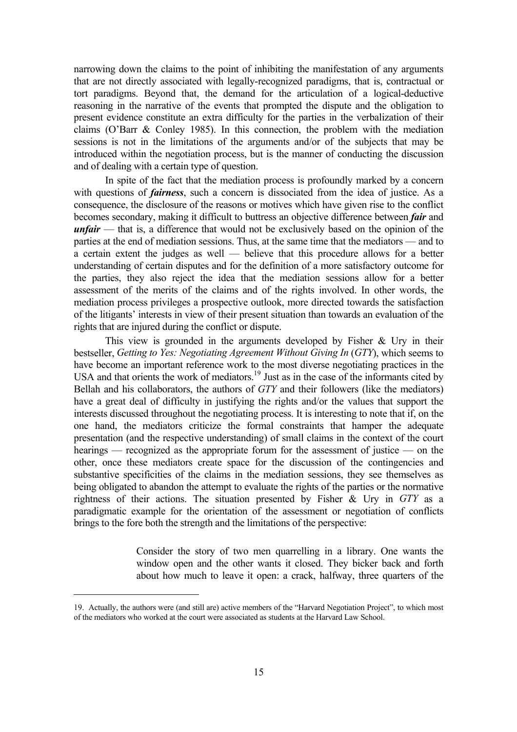narrowing down the claims to the point of inhibiting the manifestation of any arguments that are not directly associated with legally-recognized paradigms, that is, contractual or tort paradigms. Beyond that, the demand for the articulation of a logical-deductive reasoning in the narrative of the events that prompted the dispute and the obligation to present evidence constitute an extra difficulty for the parties in the verbalization of their claims (O'Barr & Conley 1985). In this connection, the problem with the mediation sessions is not in the limitations of the arguments and/or of the subjects that may be introduced within the negotiation process, but is the manner of conducting the discussion and of dealing with a certain type of question.

In spite of the fact that the mediation process is profoundly marked by a concern with questions of ***fairness***, such a concern is dissociated from the idea of justice. As a consequence, the disclosure of the reasons or motives which have given rise to the conflict becomes secondary, making it difficult to buttress an objective difference between ***fair*** and ***unfair*** — that is, a difference that would not be exclusively based on the opinion of the parties at the end of mediation sessions. Thus, at the same time that the mediators — and to a certain extent the judges as well — believe that this procedure allows for a better understanding of certain disputes and for the definition of a more satisfactory outcome for the parties, they also reject the idea that the mediation sessions allow for a better assessment of the merits of the claims and of the rights involved. In other words, the mediation process privileges a prospective outlook, more directed towards the satisfaction of the litigants' interests in view of their present situation than towards an evaluation of the rights that are injured during the conflict or dispute.

This view is grounded in the arguments developed by Fisher & Ury in their bestseller, *Getting to Yes: Negotiating Agreement Without Giving In* (*GTY*), which seems to have become an important reference work to the most diverse negotiating practices in the USA and that orients the work of mediators.[19] Just as in the case of the informants cited by Bellah and his collaborators, the authors of *GTY* and their followers (like the mediators) have a great deal of difficulty in justifying the rights and/or the values that support the interests discussed throughout the negotiating process. It is interesting to note that if, on the one hand, the mediators criticize the formal constraints that hamper the adequate presentation (and the respective understanding) of small claims in the context of the court hearings — recognized as the appropriate forum for the assessment of justice — on the other, once these mediators create space for the discussion of the contingencies and substantive specificities of the claims in the mediation sessions, they see themselves as being obligated to abandon the attempt to evaluate the rights of the parties or the normative rightness of their actions. The situation presented by Fisher & Ury in *GTY* as a paradigmatic example for the orientation of the assessment or negotiation of conflicts brings to the fore both the strength and the limitations of the perspective:

> Consider the story of two men quarrelling in a library. One wants the window open and the other wants it closed. They bicker back and forth about how much to leave it open: a crack, halfway, three quarters of the

19. Actually, the authors were (and still are) active members of the "Harvard Negotiation Project", to which most of the mediators who worked at the court were associated as students at the Harvard Law School.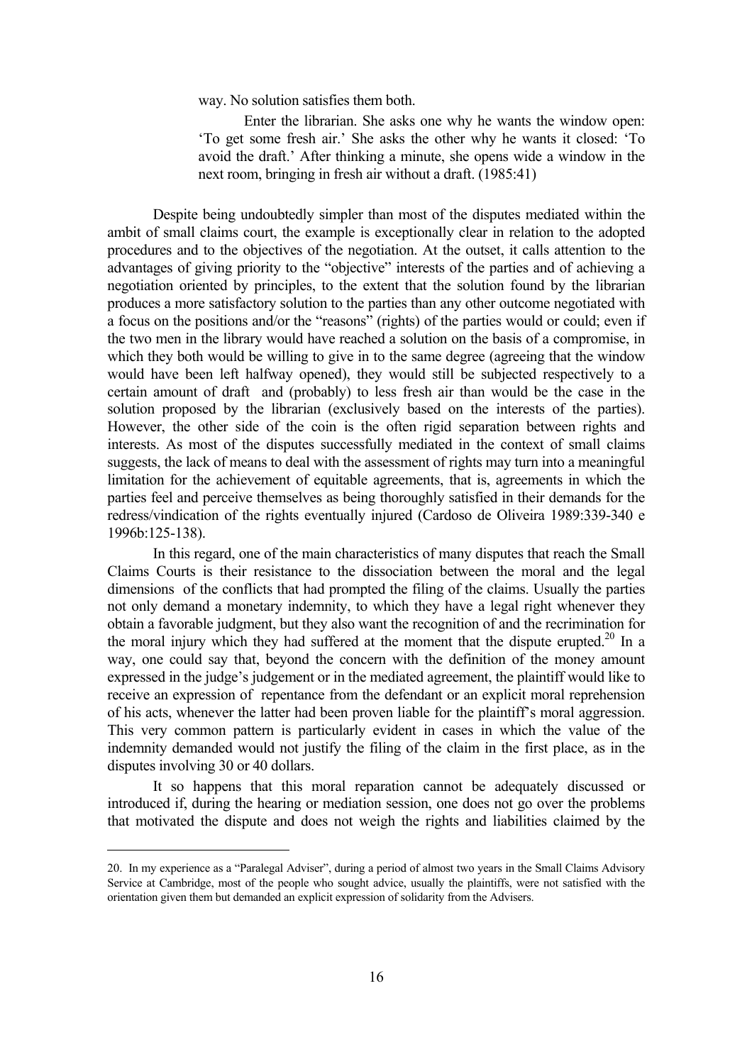way. No solution satisfies them both.

> Enter the librarian. She asks one why he wants the window open: 'To get some fresh air.' She asks the other why he wants it closed: 'To avoid the draft.' After thinking a minute, she opens wide a window in the next room, bringing in fresh air without a draft. (1985:41)

Despite being undoubtedly simpler than most of the disputes mediated within the ambit of small claims court, the example is exceptionally clear in relation to the adopted procedures and to the objectives of the negotiation. At the outset, it calls attention to the advantages of giving priority to the "objective" interests of the parties and of achieving a negotiation oriented by principles, to the extent that the solution found by the librarian produces a more satisfactory solution to the parties than any other outcome negotiated with a focus on the positions and/or the "reasons" (rights) of the parties would or could; even if the two men in the library would have reached a solution on the basis of a compromise, in which they both would be willing to give in to the same degree (agreeing that the window would have been left halfway opened), they would still be subjected respectively to a certain amount of draft and (probably) to less fresh air than would be the case in the solution proposed by the librarian (exclusively based on the interests of the parties). However, the other side of the coin is the often rigid separation between rights and interests. As most of the disputes successfully mediated in the context of small claims suggests, the lack of means to deal with the assessment of rights may turn into a meaningful limitation for the achievement of equitable agreements, that is, agreements in which the parties feel and perceive themselves as being thoroughly satisfied in their demands for the redress/vindication of the rights eventually injured (Cardoso de Oliveira 1989:339-340 e 1996b:125-138).

In this regard, one of the main characteristics of many disputes that reach the Small Claims Courts is their resistance to the dissociation between the moral and the legal dimensions of the conflicts that had prompted the filing of the claims. Usually the parties not only demand a monetary indemnity, to which they have a legal right whenever they obtain a favorable judgment, but they also want the recognition of and the recrimination for the moral injury which they had suffered at the moment that the dispute erupted.[20] In a way, one could say that, beyond the concern with the definition of the money amount expressed in the judge's judgement or in the mediated agreement, the plaintiff would like to receive an expression of repentance from the defendant or an explicit moral reprehension of his acts, whenever the latter had been proven liable for the plaintiff's moral aggression. This very common pattern is particularly evident in cases in which the value of the indemnity demanded would not justify the filing of the claim in the first place, as in the disputes involving 30 or 40 dollars.

It so happens that this moral reparation cannot be adequately discussed or introduced if, during the hearing or mediation session, one does not go over the problems that motivated the dispute and does not weigh the rights and liabilities claimed by the

---

20. In my experience as a "Paralegal Adviser", during a period of almost two years in the Small Claims Advisory Service at Cambridge, most of the people who sought advice, usually the plaintiffs, were not satisfied with the orientation given them but demanded an explicit expression of solidarity from the Advisers.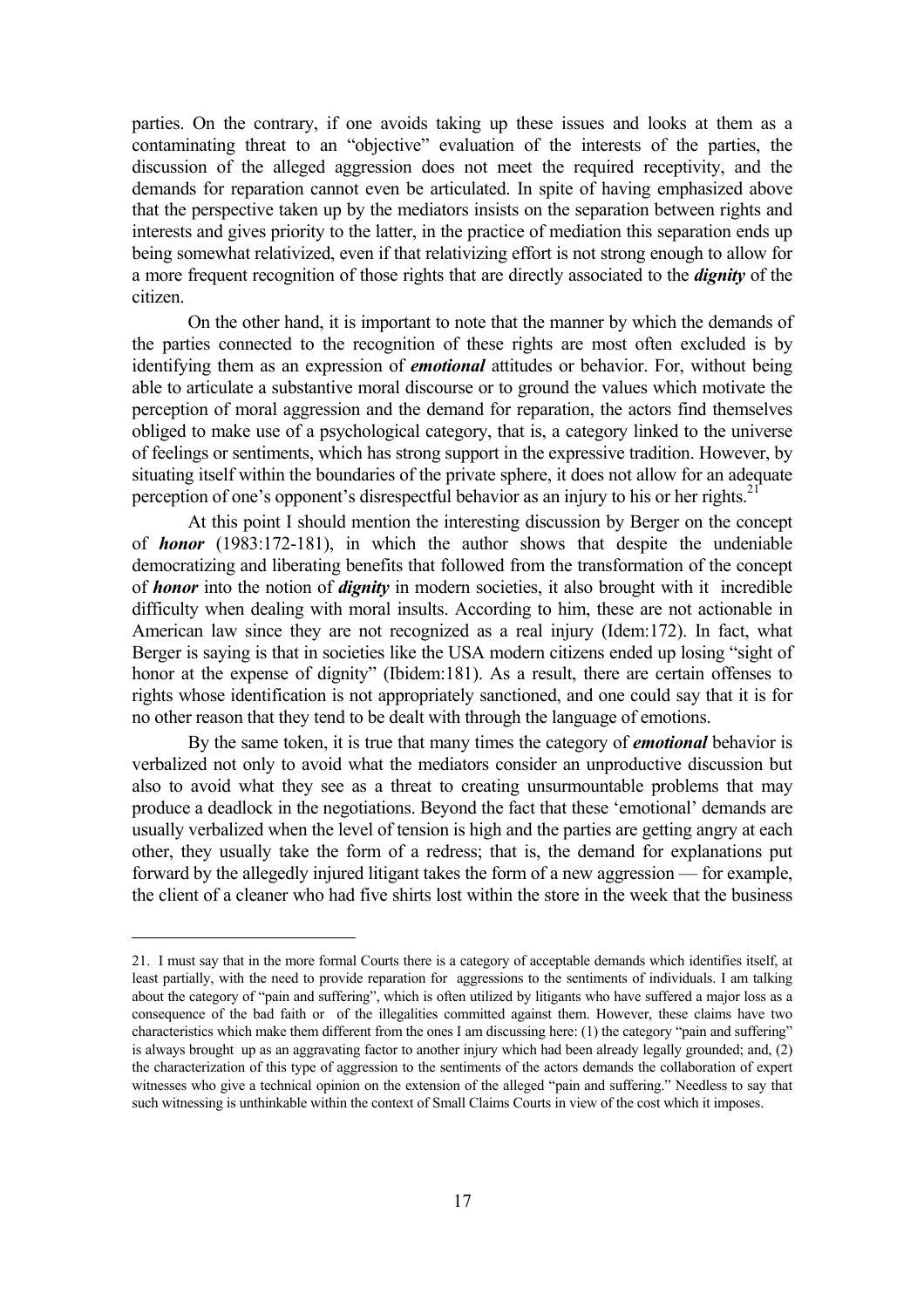parties. On the contrary, if one avoids taking up these issues and looks at them as a contaminating threat to an "objective" evaluation of the interests of the parties, the discussion of the alleged aggression does not meet the required receptivity, and the demands for reparation cannot even be articulated. In spite of having emphasized above that the perspective taken up by the mediators insists on the separation between rights and interests and gives priority to the latter, in the practice of mediation this separation ends up being somewhat relativized, even if that relativizing effort is not strong enough to allow for a more frequent recognition of those rights that are directly associated to the ***dignity*** of the citizen.

On the other hand, it is important to note that the manner by which the demands of the parties connected to the recognition of these rights are most often excluded is by identifying them as an expression of ***emotional*** attitudes or behavior. For, without being able to articulate a substantive moral discourse or to ground the values which motivate the perception of moral aggression and the demand for reparation, the actors find themselves obliged to make use of a psychological category, that is, a category linked to the universe of feelings or sentiments, which has strong support in the expressive tradition. However, by situating itself within the boundaries of the private sphere, it does not allow for an adequate perception of one's opponent's disrespectful behavior as an injury to his or her rights.[21]

At this point I should mention the interesting discussion by Berger on the concept of ***honor*** (1983:172-181), in which the author shows that despite the undeniable democratizing and liberating benefits that followed from the transformation of the concept of ***honor*** into the notion of ***dignity*** in modern societies, it also brought with it incredible difficulty when dealing with moral insults. According to him, these are not actionable in American law since they are not recognized as a real injury (Idem:172). In fact, what Berger is saying is that in societies like the USA modern citizens ended up losing "sight of honor at the expense of dignity" (Ibidem:181). As a result, there are certain offenses to rights whose identification is not appropriately sanctioned, and one could say that it is for no other reason that they tend to be dealt with through the language of emotions.

By the same token, it is true that many times the category of ***emotional*** behavior is verbalized not only to avoid what the mediators consider an unproductive discussion but also to avoid what they see as a threat to creating unsurmountable problems that may produce a deadlock in the negotiations. Beyond the fact that these 'emotional' demands are usually verbalized when the level of tension is high and the parties are getting angry at each other, they usually take the form of a redress; that is, the demand for explanations put forward by the allegedly injured litigant takes the form of a new aggression — for example, the client of a cleaner who had five shirts lost within the store in the week that the business

---

21. I must say that in the more formal Courts there is a category of acceptable demands which identifies itself, at least partially, with the need to provide reparation for aggressions to the sentiments of individuals. I am talking about the category of "pain and suffering", which is often utilized by litigants who have suffered a major loss as a consequence of the bad faith or of the illegalities committed against them. However, these claims have two characteristics which make them different from the ones I am discussing here: (1) the category "pain and suffering" is always brought up as an aggravating factor to another injury which had been already legally grounded; and, (2) the characterization of this type of aggression to the sentiments of the actors demands the collaboration of expert witnesses who give a technical opinion on the extension of the alleged "pain and suffering." Needless to say that such witnessing is unthinkable within the context of Small Claims Courts in view of the cost which it imposes.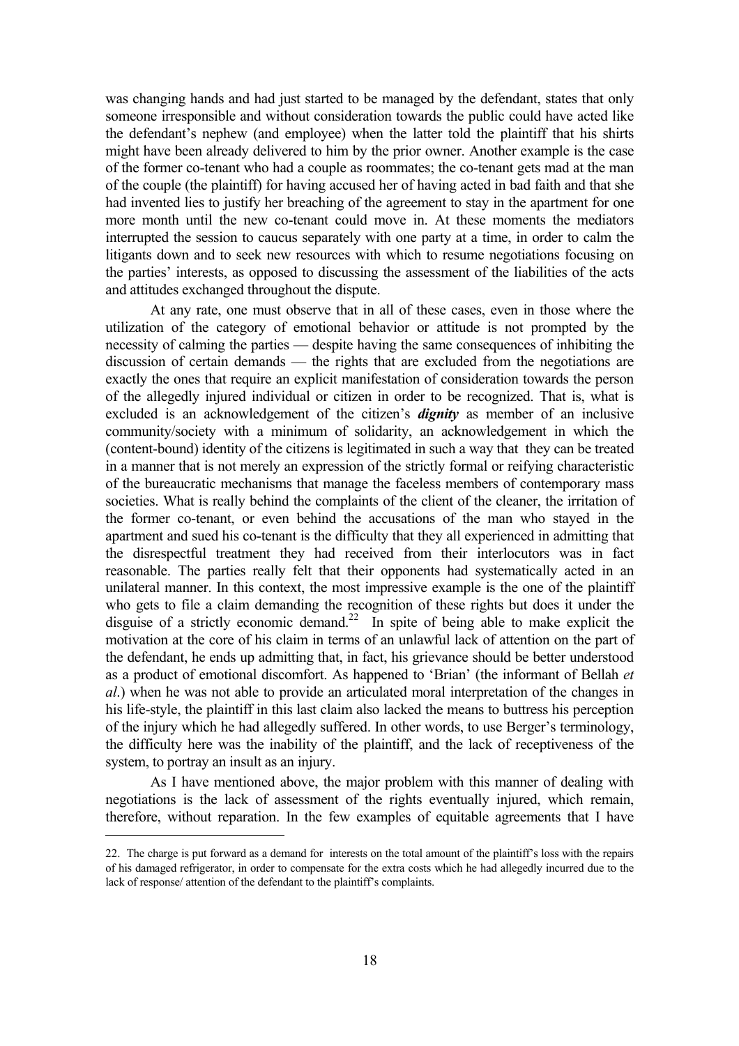was changing hands and had just started to be managed by the defendant, states that only someone irresponsible and without consideration towards the public could have acted like the defendant's nephew (and employee) when the latter told the plaintiff that his shirts might have been already delivered to him by the prior owner. Another example is the case of the former co-tenant who had a couple as roommates; the co-tenant gets mad at the man of the couple (the plaintiff) for having accused her of having acted in bad faith and that she had invented lies to justify her breaching of the agreement to stay in the apartment for one more month until the new co-tenant could move in. At these moments the mediators interrupted the session to caucus separately with one party at a time, in order to calm the litigants down and to seek new resources with which to resume negotiations focusing on the parties' interests, as opposed to discussing the assessment of the liabilities of the acts and attitudes exchanged throughout the dispute.

At any rate, one must observe that in all of these cases, even in those where the utilization of the category of emotional behavior or attitude is not prompted by the necessity of calming the parties — despite having the same consequences of inhibiting the discussion of certain demands — the rights that are excluded from the negotiations are exactly the ones that require an explicit manifestation of consideration towards the person of the allegedly injured individual or citizen in order to be recognized. That is, what is excluded is an acknowledgement of the citizen's ***dignity*** as member of an inclusive community/society with a minimum of solidarity, an acknowledgement in which the (content-bound) identity of the citizens is legitimated in such a way that they can be treated in a manner that is not merely an expression of the strictly formal or reifying characteristic of the bureaucratic mechanisms that manage the faceless members of contemporary mass societies. What is really behind the complaints of the client of the cleaner, the irritation of the former co-tenant, or even behind the accusations of the man who stayed in the apartment and sued his co-tenant is the difficulty that they all experienced in admitting that the disrespectful treatment they had received from their interlocutors was in fact reasonable. The parties really felt that their opponents had systematically acted in an unilateral manner. In this context, the most impressive example is the one of the plaintiff who gets to file a claim demanding the recognition of these rights but does it under the disguise of a strictly economic demand.[22] In spite of being able to make explicit the motivation at the core of his claim in terms of an unlawful lack of attention on the part of the defendant, he ends up admitting that, in fact, his grievance should be better understood as a product of emotional discomfort. As happened to 'Brian' (the informant of Bellah *et al*.) when he was not able to provide an articulated moral interpretation of the changes in his life-style, the plaintiff in this last claim also lacked the means to buttress his perception of the injury which he had allegedly suffered. In other words, to use Berger's terminology, the difficulty here was the inability of the plaintiff, and the lack of receptiveness of the system, to portray an insult as an injury.

As I have mentioned above, the major problem with this manner of dealing with negotiations is the lack of assessment of the rights eventually injured, which remain, therefore, without reparation. In the few examples of equitable agreements that I have

---

22. The charge is put forward as a demand for interests on the total amount of the plaintiff's loss with the repairs of his damaged refrigerator, in order to compensate for the extra costs which he had allegedly incurred due to the lack of response/ attention of the defendant to the plaintiff's complaints.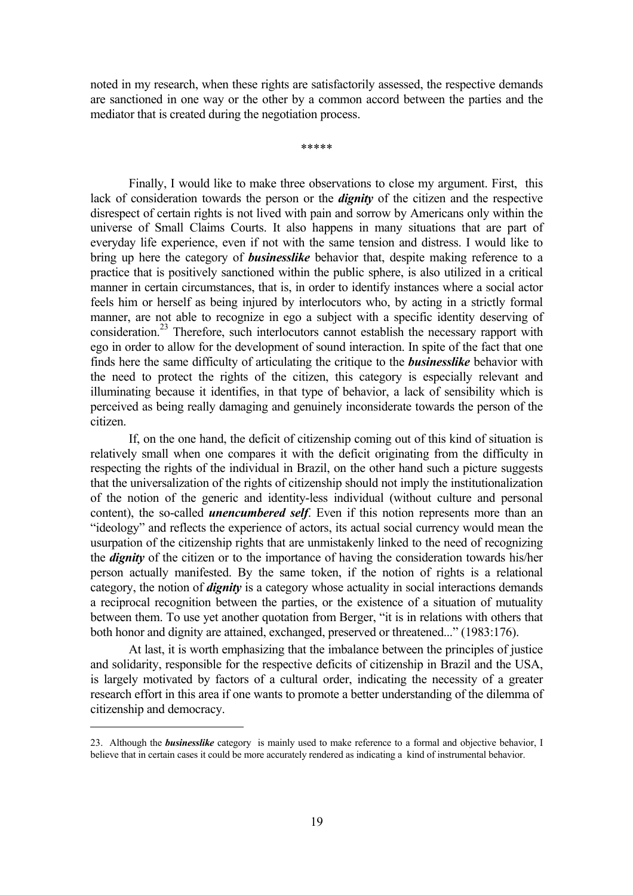noted in my research, when these rights are satisfactorily assessed, the respective demands are sanctioned in one way or the other by a common accord between the parties and the mediator that is created during the negotiation process.

\*\*\*\*\*

Finally, I would like to make three observations to close my argument. First, this lack of consideration towards the person or the ***dignity*** of the citizen and the respective disrespect of certain rights is not lived with pain and sorrow by Americans only within the universe of Small Claims Courts. It also happens in many situations that are part of everyday life experience, even if not with the same tension and distress. I would like to bring up here the category of ***businesslike*** behavior that, despite making reference to a practice that is positively sanctioned within the public sphere, is also utilized in a critical manner in certain circumstances, that is, in order to identify instances where a social actor feels him or herself as being injured by interlocutors who, by acting in a strictly formal manner, are not able to recognize in ego a subject with a specific identity deserving of consideration.[23] Therefore, such interlocutors cannot establish the necessary rapport with ego in order to allow for the development of sound interaction. In spite of the fact that one finds here the same difficulty of articulating the critique to the ***businesslike*** behavior with the need to protect the rights of the citizen, this category is especially relevant and illuminating because it identifies, in that type of behavior, a lack of sensibility which is perceived as being really damaging and genuinely inconsiderate towards the person of the citizen.

If, on the one hand, the deficit of citizenship coming out of this kind of situation is relatively small when one compares it with the deficit originating from the difficulty in respecting the rights of the individual in Brazil, on the other hand such a picture suggests that the universalization of the rights of citizenship should not imply the institutionalization of the notion of the generic and identity-less individual (without culture and personal content), the so-called ***unencumbered self***. Even if this notion represents more than an "ideology" and reflects the experience of actors, its actual social currency would mean the usurpation of the citizenship rights that are unmistakenly linked to the need of recognizing the ***dignity*** of the citizen or to the importance of having the consideration towards his/her person actually manifested. By the same token, if the notion of rights is a relational category, the notion of ***dignity*** is a category whose actuality in social interactions demands a reciprocal recognition between the parties, or the existence of a situation of mutuality between them. To use yet another quotation from Berger, "it is in relations with others that both honor and dignity are attained, exchanged, preserved or threatened..." (1983:176).

At last, it is worth emphasizing that the imbalance between the principles of justice and solidarity, responsible for the respective deficits of citizenship in Brazil and the USA, is largely motivated by factors of a cultural order, indicating the necessity of a greater research effort in this area if one wants to promote a better understanding of the dilemma of citizenship and democracy.

---

23. Although the ***businesslike*** category is mainly used to make reference to a formal and objective behavior, I believe that in certain cases it could be more accurately rendered as indicating a kind of instrumental behavior.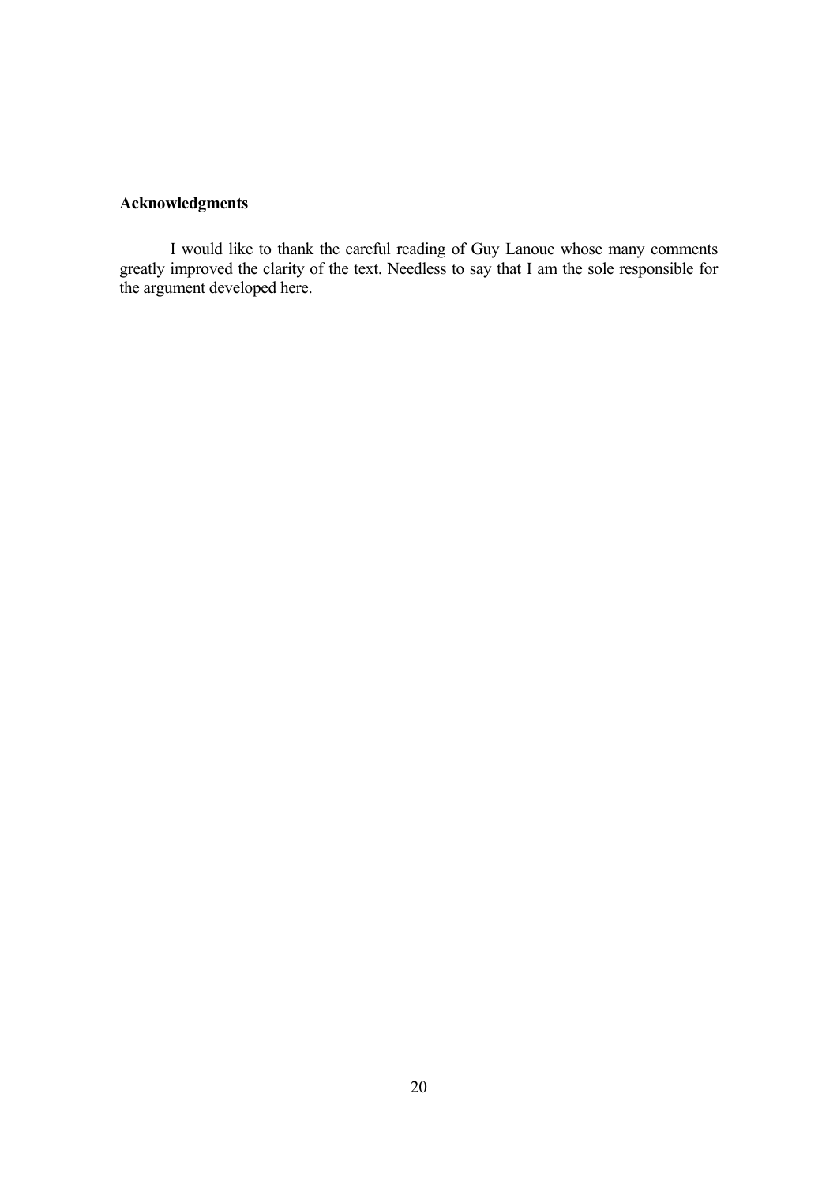**Acknowledgments**

I would like to thank the careful reading of Guy Lanoue whose many comments greatly improved the clarity of the text. Needless to say that I am the sole responsible for the argument developed here.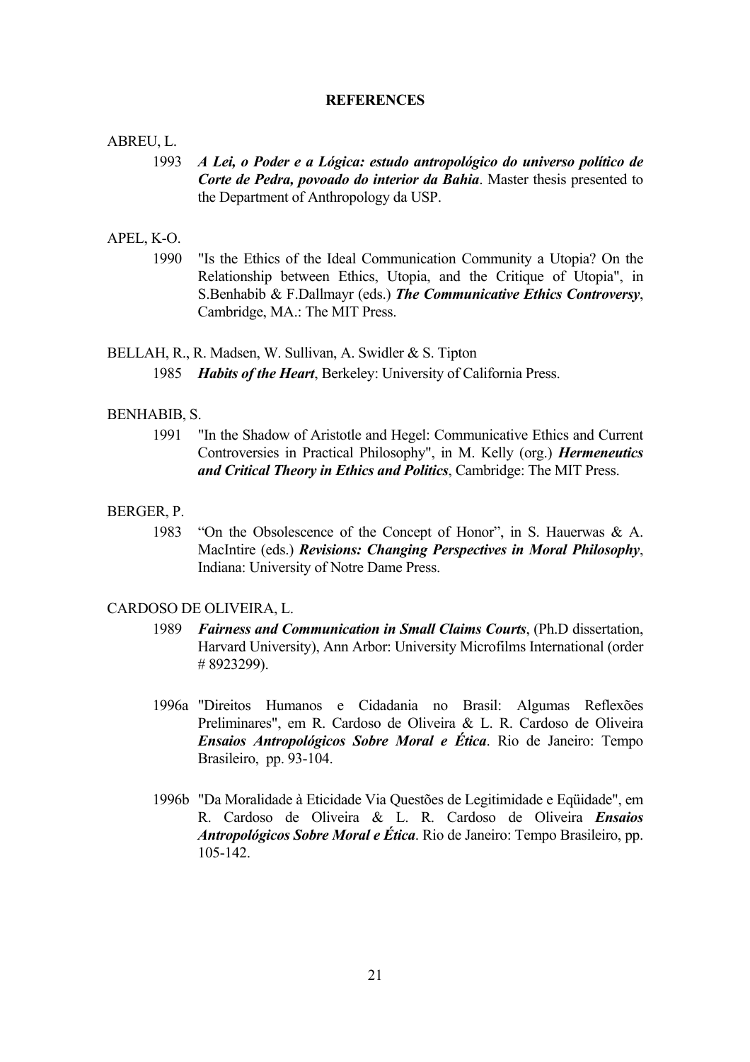**REFERENCES**

ABREU, L.

1993 ***A Lei, o Poder e a Lógica: estudo antropológico do universo político de Corte de Pedra, povoado do interior da Bahia***. Master thesis presented to the Department of Anthropology da USP.

APEL, K-O.

1990 "Is the Ethics of the Ideal Communication Community a Utopia? On the Relationship between Ethics, Utopia, and the Critique of Utopia", in S.Benhabib & F.Dallmayr (eds.) ***The Communicative Ethics Controversy***, Cambridge, MA.: The MIT Press.

BELLAH, R., R. Madsen, W. Sullivan, A. Swidler & S. Tipton

1985 ***Habits of the Heart***, Berkeley: University of California Press.

BENHABIB, S.

1991 "In the Shadow of Aristotle and Hegel: Communicative Ethics and Current Controversies in Practical Philosophy", in M. Kelly (org.) ***Hermeneutics and Critical Theory in Ethics and Politics***, Cambridge: The MIT Press.

BERGER, P.

1983 "On the Obsolescence of the Concept of Honor", in S. Hauerwas & A. MacIntire (eds.) ***Revisions: Changing Perspectives in Moral Philosophy***, Indiana: University of Notre Dame Press.

CARDOSO DE OLIVEIRA, L.

1989 ***Fairness and Communication in Small Claims Courts***, (Ph.D dissertation, Harvard University), Ann Arbor: University Microfilms International (order # 8923299).

1996a "Direitos Humanos e Cidadania no Brasil: Algumas Reflexões Preliminares", em R. Cardoso de Oliveira & L. R. Cardoso de Oliveira ***Ensaios Antropológicos Sobre Moral e Ética***. Rio de Janeiro: Tempo Brasileiro, pp. 93-104.

1996b "Da Moralidade à Eticidade Via Questões de Legitimidade e Eqüidade", em R. Cardoso de Oliveira & L. R. Cardoso de Oliveira ***Ensaios Antropológicos Sobre Moral e Ética***. Rio de Janeiro: Tempo Brasileiro, pp. 105-142.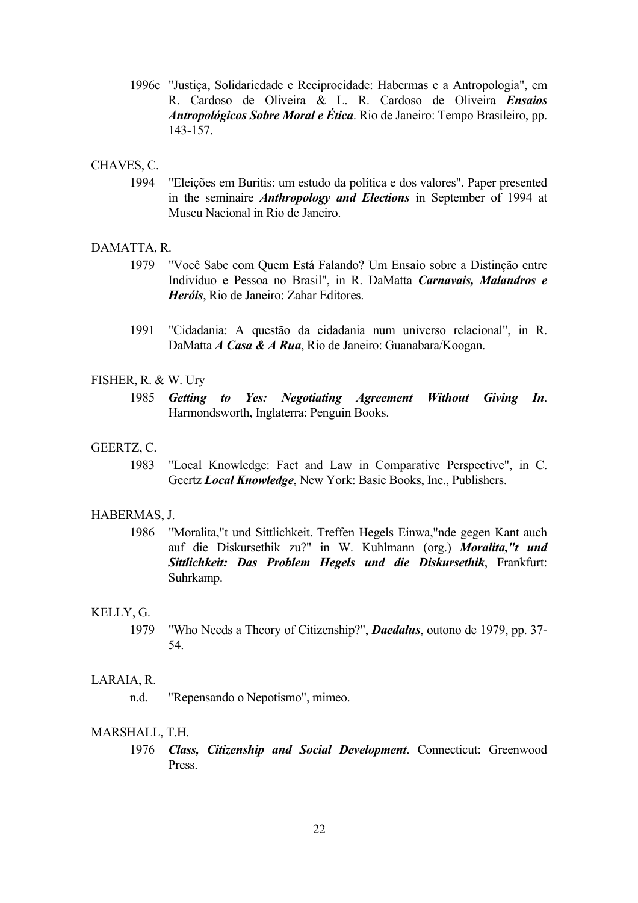1996c "Justiça, Solidariedade e Reciprocidade: Habermas e a Antropologia", em R. Cardoso de Oliveira & L. R. Cardoso de Oliveira ***Ensaios Antropológicos Sobre Moral e Ética***. Rio de Janeiro: Tempo Brasileiro, pp. 143-157.

CHAVES, C.

1994 "Eleições em Buritis: um estudo da política e dos valores". Paper presented in the seminaire ***Anthropology and Elections*** in September of 1994 at Museu Nacional in Rio de Janeiro.

DAMATTA, R.

1979 "Você Sabe com Quem Está Falando? Um Ensaio sobre a Distinção entre Indivíduo e Pessoa no Brasil", in R. DaMatta ***Carnavais, Malandros e Heróis***, Rio de Janeiro: Zahar Editores.

1991 "Cidadania: A questão da cidadania num universo relacional", in R. DaMatta ***A Casa & A Rua***, Rio de Janeiro: Guanabara/Koogan.

FISHER, R. & W. Ury

1985 ***Getting to Yes: Negotiating Agreement Without Giving In***. Harmondsworth, Inglaterra: Penguin Books.

GEERTZ, C.

1983 "Local Knowledge: Fact and Law in Comparative Perspective", in C. Geertz ***Local Knowledge***, New York: Basic Books, Inc., Publishers.

HABERMAS, J.

1986 "Moralita,"t und Sittlichkeit. Treffen Hegels Einwa,"nde gegen Kant auch auf die Diskursethik zu?" in W. Kuhlmann (org.) ***Moralita,"t und Sittlichkeit: Das Problem Hegels und die Diskursethik***, Frankfurt: Suhrkamp.

KELLY, G.

1979 "Who Needs a Theory of Citizenship?", ***Daedalus***, outono de 1979, pp. 37-54.

LARAIA, R.

n.d. "Repensando o Nepotismo", mimeo.

MARSHALL, T.H.

1976 ***Class, Citizenship and Social Development***. Connecticut: Greenwood Press.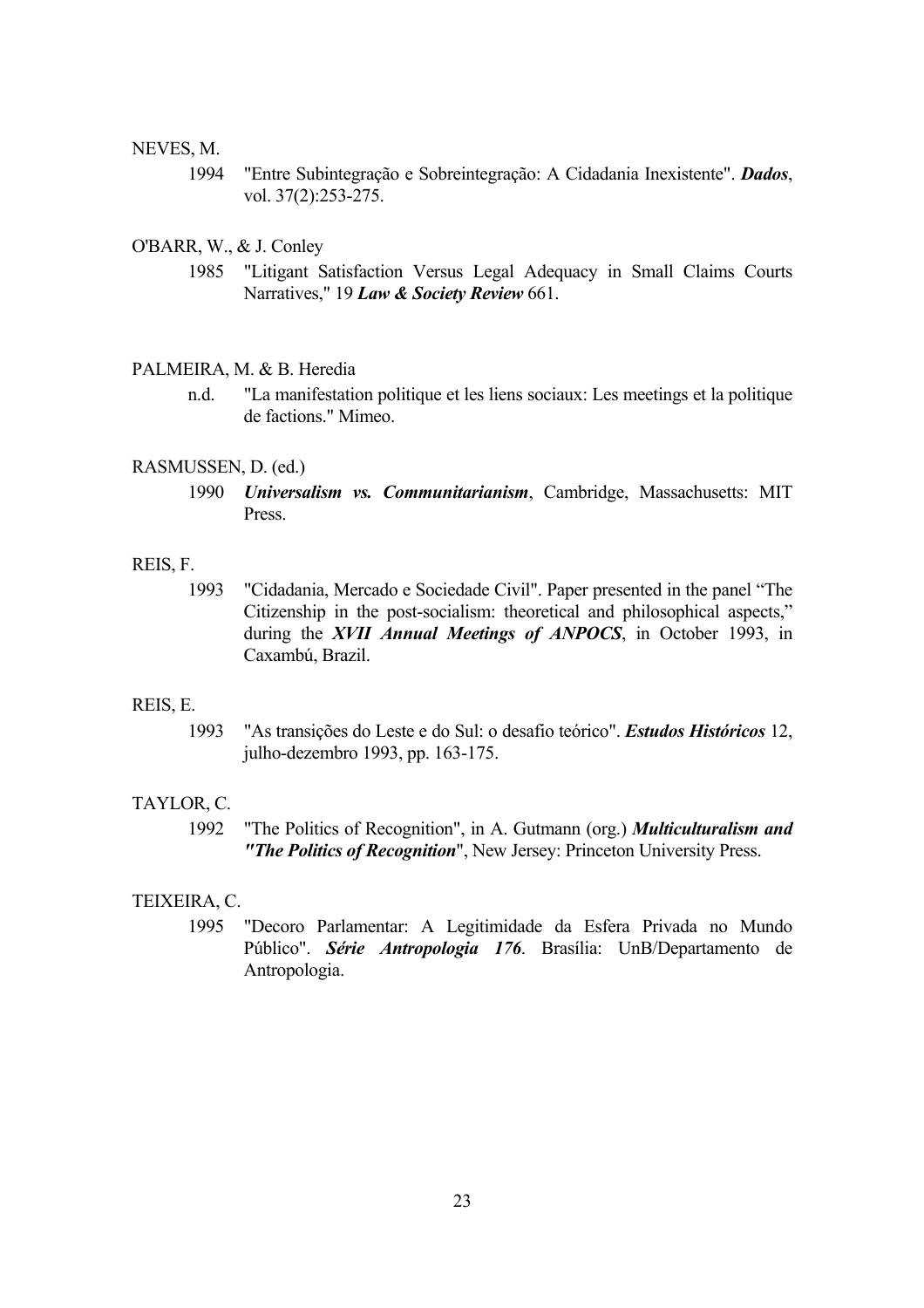NEVES, M.

1994 "Entre Subintegração e Sobreintegração: A Cidadania Inexistente". ***Dados***, vol. 37(2):253-275.

O'BARR, W., & J. Conley

1985 "Litigant Satisfaction Versus Legal Adequacy in Small Claims Courts Narratives," 19 ***Law & Society Review*** 661.

PALMEIRA, M. & B. Heredia

n.d. "La manifestation politique et les liens sociaux: Les meetings et la politique de factions." Mimeo.

RASMUSSEN, D. (ed.)

1990 ***Universalism vs. Communitarianism***, Cambridge, Massachusetts: MIT Press.

REIS, F.

1993 "Cidadania, Mercado e Sociedade Civil". Paper presented in the panel "The Citizenship in the post-socialism: theoretical and philosophical aspects," during the ***XVII Annual Meetings of ANPOCS***, in October 1993, in Caxambú, Brazil.

REIS, E.

1993 "As transições do Leste e do Sul: o desafio teórico". ***Estudos Históricos*** 12, julho-dezembro 1993, pp. 163-175.

TAYLOR, C.

1992 "The Politics of Recognition", in A. Gutmann (org.) ***Multiculturalism and "The Politics of Recognition***", New Jersey: Princeton University Press.

TEIXEIRA, C.

1995 "Decoro Parlamentar: A Legitimidade da Esfera Privada no Mundo Público". ***Série Antropologia 176***. Brasília: UnB/Departamento de Antropologia.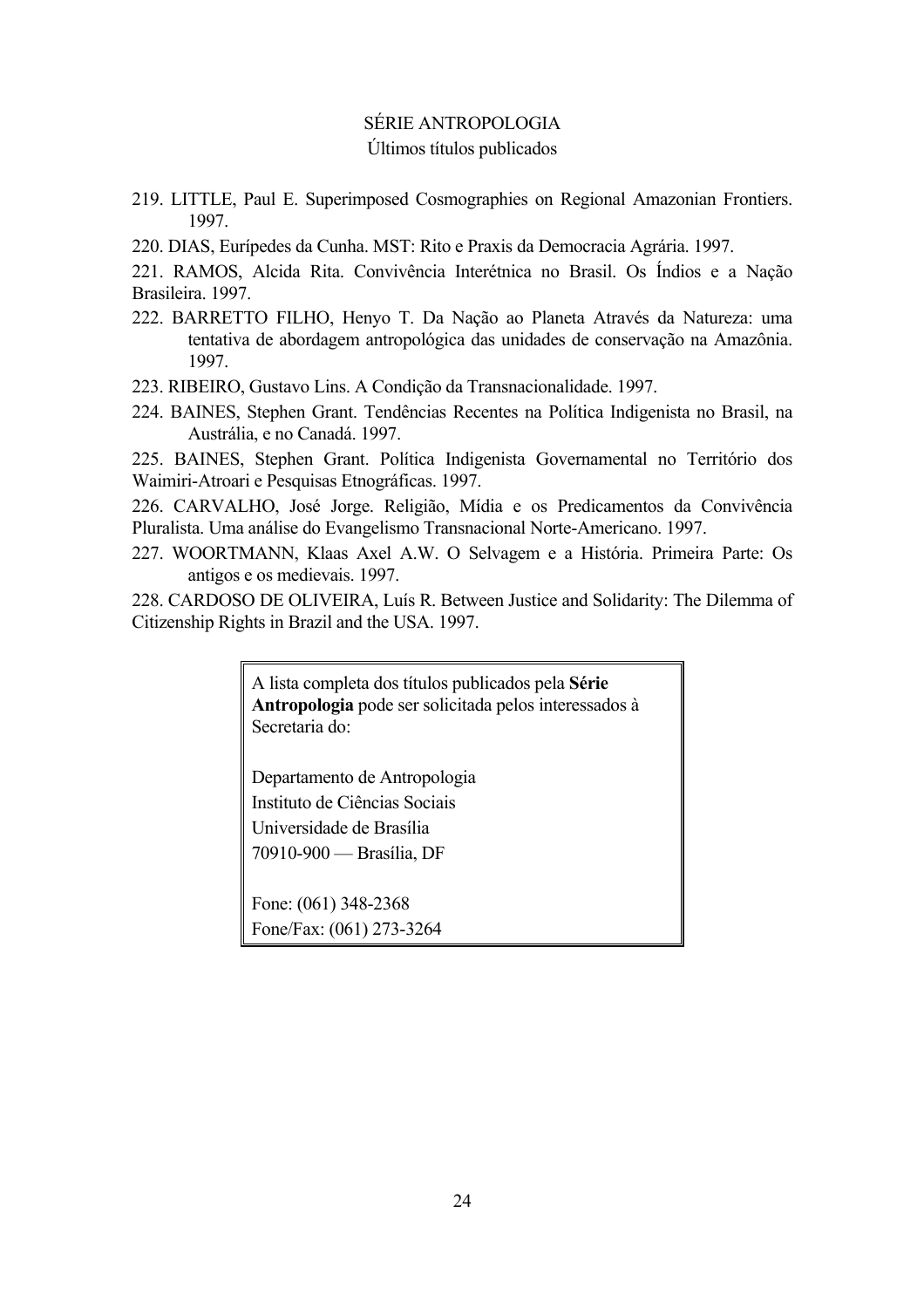SÉRIE ANTROPOLOGIA

Últimos títulos publicados

219. LITTLE, Paul E. Superimposed Cosmographies on Regional Amazonian Frontiers. 1997.

220. DIAS, Eurípedes da Cunha. MST: Rito e Praxis da Democracia Agrária. 1997.

221. RAMOS, Alcida Rita. Convivência Interétnica no Brasil. Os Índios e a Nação Brasileira. 1997.

222. BARRETTO FILHO, Henyo T. Da Nação ao Planeta Através da Natureza: uma tentativa de abordagem antropológica das unidades de conservação na Amazônia. 1997.

223. RIBEIRO, Gustavo Lins. A Condição da Transnacionalidade. 1997.

224. BAINES, Stephen Grant. Tendências Recentes na Política Indigenista no Brasil, na Austrália, e no Canadá. 1997.

225. BAINES, Stephen Grant. Política Indigenista Governamental no Território dos Waimiri-Atroari e Pesquisas Etnográficas. 1997.

226. CARVALHO, José Jorge. Religião, Mídia e os Predicamentos da Convivência Pluralista. Uma análise do Evangelismo Transnacional Norte-Americano. 1997.

227. WOORTMANN, Klaas Axel A.W. O Selvagem e a História. Primeira Parte: Os antigos e os medievais. 1997.

228. CARDOSO DE OLIVEIRA, Luís R. Between Justice and Solidarity: The Dilemma of Citizenship Rights in Brazil and the USA. 1997.

A lista completa dos títulos publicados pela **Série Antropologia** pode ser solicitada pelos interessados à Secretaria do:

Departamento de Antropologia
Instituto de Ciências Sociais
Universidade de Brasília
70910-900 — Brasília, DF

Fone: (061) 348-2368
Fone/Fax: (061) 273-3264